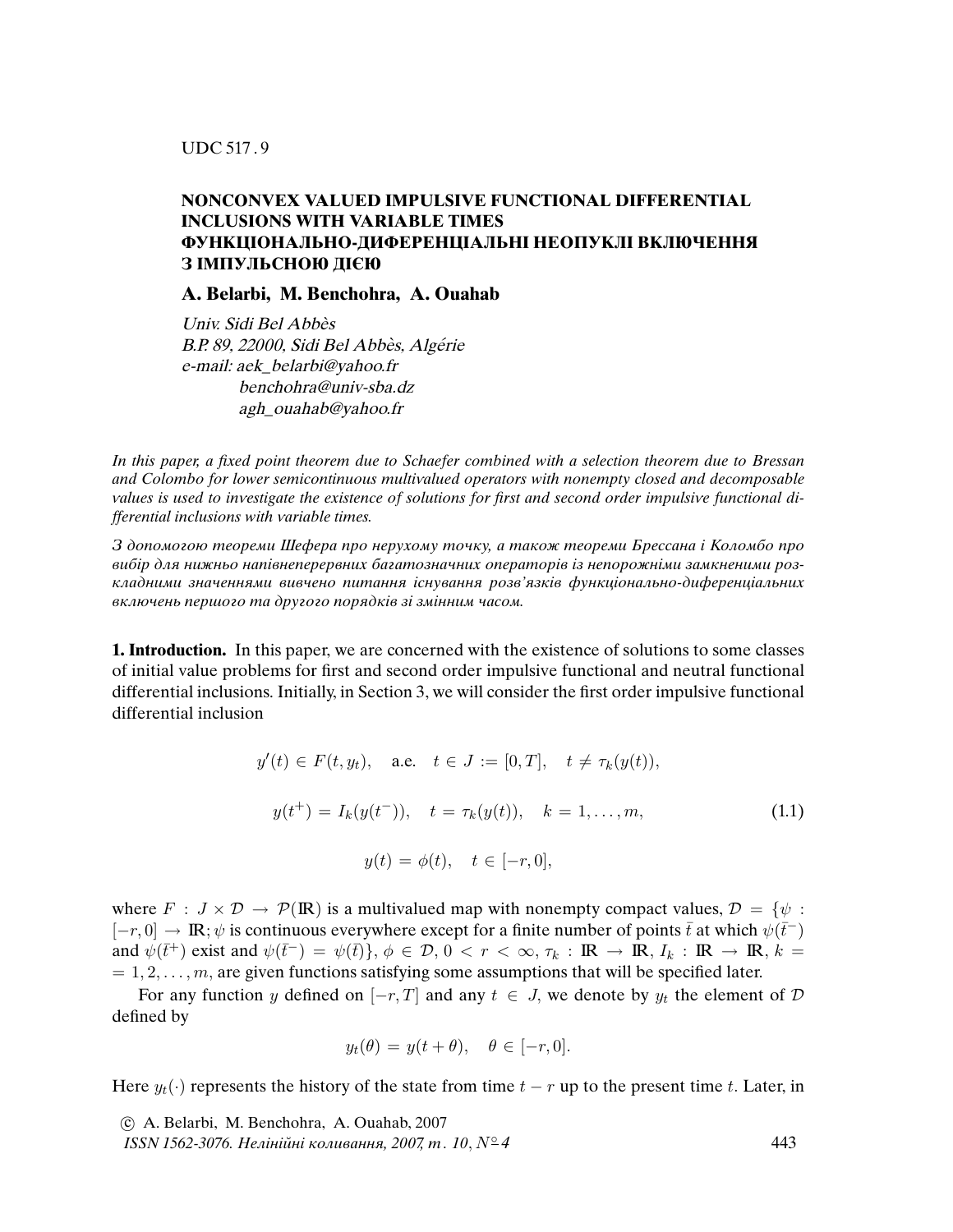UDC 517 . 9

# NONCONVEX VALUED IMPULSIVE FUNCTIONAL DIFFERENTIAL INCLUSIONS WITH VARIABLE TIMES
# ФУНКЦІОНАЛЬНО-ДИФЕРЕНЦІАЛЬНІ НЕОПУКЛІ ВКЛЮЧЕННЯ З ІМПУЛЬСНОЮ ДІЄЮ

**A. Belarbi, M. Benchohra, A. Ouahab**

*Univ. Sidi Bel Abbès*
*B.P. 89, 22000, Sidi Bel Abbès, Algérie*
*e-mail: aek_belarbi@yahoo.fr*
*benchohra@univ-sba.dz*
*agh_ouahab@yahoo.fr*

*In this paper, a fixed point theorem due to Schaefer combined with a selection theorem due to Bressan and Colombo for lower semicontinuous multivalued operators with nonempty closed and decomposable values is used to investigate the existence of solutions for first and second order impulsive functional differential inclusions with variable times.*

*З допомогою теореми Шефера про нерухому точку, а також теореми Брессана і Коломбо про вибір для нижньо напівнеперервних багатозначних операторів із непорожніми замкненими розкладними значеннями вивчено питання існування розв'язків функціонально-диференціальних включень першого та другого порядків зі змінним часом.*

**1. Introduction.** In this paper, we are concerned with the existence of solutions to some classes of initial value problems for first and second order impulsive functional and neutral functional differential inclusions. Initially, in Section 3, we will consider the first order impulsive functional differential inclusion

$$
\begin{gathered}
y'(t) \in F(t, y_t), \quad \text{a.e.} \quad t \in J := [0,T], \quad t \neq \tau_k(y(t)), \\
y(t^+) = I_k(y(t^-)), \quad t = \tau_k(y(t)), \quad k = 1, \ldots, m, \\
y(t) = \phi(t), \quad t \in [-r, 0],
\end{gathered}
\tag{1.1}
$$

where $F : J \times \mathcal{D} \to \mathcal{P}(\mathbb{R})$ is a multivalued map with nonempty compact values, $\mathcal{D} = \{\psi : [-r, 0] \to \mathbb{R}; \psi$ is continuous everywhere except for a finite number of points $\bar{t}$ at which $\psi(\bar{t}^-)$ and $\psi(\bar{t}^+)$ exist and $\psi(\bar{t}^-) = \psi(\bar{t})\}$, $\phi \in \mathcal{D}$, $0 < r < \infty$, $\tau_k : \mathbb{R} \to \mathbb{R}$, $I_k : \mathbb{R} \to \mathbb{R}$, $k = 1, 2, \ldots, m$, are given functions satisfying some assumptions that will be specified later.

For any function $y$ defined on $[-r, T]$ and any $t \in J$, we denote by $y_t$ the element of $\mathcal{D}$ defined by

$$
y_t(\theta) = y(t + \theta), \quad \theta \in [-r, 0].
$$

Here $y_t(\cdot)$ represents the history of the state from time $t - r$ up to the present time $t$. Later, in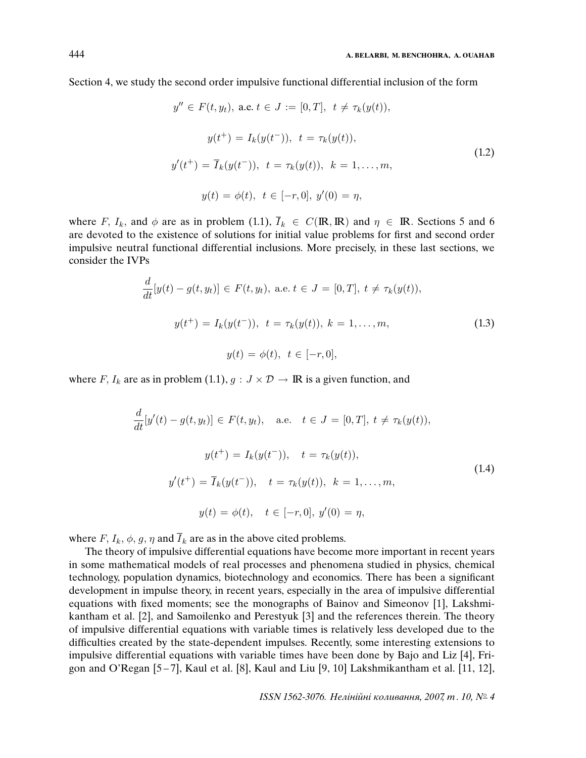Section 4, we study the second order impulsive functional differential inclusion of the form

$$
\begin{gathered}
y'' \in F(t, y_t), \text{ a.e. } t \in J := [0, T], \;\; t \neq \tau_k(y(t)), \\
y(t^+) = I_k(y(t^-)), \;\; t = \tau_k(y(t)), \\
y'(t^+) = \overline{I}_k(y(t^-)), \;\; t = \tau_k(y(t)), \;\; k = 1, \ldots, m, \\
y(t) = \phi(t), \;\; t \in [-r, 0], \; y'(0) = \eta,
\end{gathered}
\tag{1.2}
$$

where $F$, $I_k$, and $\phi$ are as in problem (1.1), $\overline{I}_k \in C(\mathbb{R}, \mathbb{R})$ and $\eta \in \mathbb{R}$. Sections 5 and 6 are devoted to the existence of solutions for initial value problems for first and second order impulsive neutral functional differential inclusions. More precisely, in these last sections, we consider the IVPs

$$
\begin{gathered}
\frac{d}{dt}[y(t) - g(t, y_t)] \in F(t, y_t), \text{ a.e. } t \in J = [0, T], \; t \neq \tau_k(y(t)), \\
y(t^+) = I_k(y(t^-)), \;\; t = \tau_k(y(t)), \; k = 1, \ldots, m, \\
y(t) = \phi(t), \;\; t \in [-r, 0],
\end{gathered}
\tag{1.3}
$$

where $F$, $I_k$ are as in problem (1.1), $g : J \times \mathcal{D} \to \mathbb{R}$ is a given function, and

$$
\begin{gathered}
\frac{d}{dt}[y'(t) - g(t, y_t)] \in F(t, y_t), \quad \text{a.e.} \quad t \in J = [0, T], \; t \neq \tau_k(y(t)), \\
y(t^+) = I_k(y(t^-)), \quad t = \tau_k(y(t)), \\
y'(t^+) = \overline{I}_k(y(t^-)), \quad t = \tau_k(y(t)), \;\; k = 1, \ldots, m, \\
y(t) = \phi(t), \quad t \in [-r, 0], \; y'(0) = \eta,
\end{gathered}
\tag{1.4}
$$

where $F$, $I_k$, $\phi$, $g$, $\eta$ and $\overline{I}_k$ are as in the above cited problems.

The theory of impulsive differential equations have become more important in recent years in some mathematical models of real processes and phenomena studied in physics, chemical technology, population dynamics, biotechnology and economics. There has been a significant development in impulse theory, in recent years, especially in the area of impulsive differential equations with fixed moments; see the monographs of Bainov and Simeonov [1], Lakshmikantham et al. [2], and Samoilenko and Perestyuk [3] and the references therein. The theory of impulsive differential equations with variable times is relatively less developed due to the difficulties created by the state-dependent impulses. Recently, some interesting extensions to impulsive differential equations with variable times have been done by Bajo and Liz [4], Frigon and O'Regan [5–7], Kaul et al. [8], Kaul and Liu [9, 10] Lakshmikantham et al. [11, 12],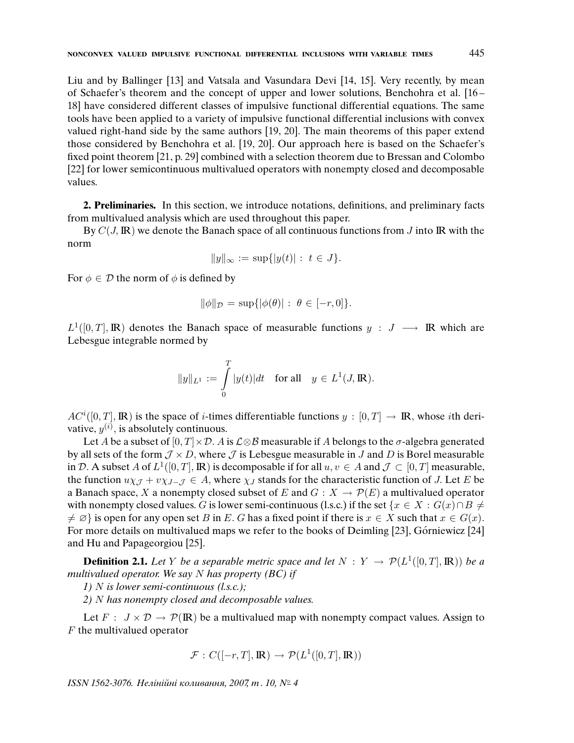Liu and by Ballinger [13] and Vatsala and Vasundara Devi [14, 15]. Very recently, by mean of Schaefer's theorem and the concept of upper and lower solutions, Benchohra et al. [16–18] have considered different classes of impulsive functional differential equations. The same tools have been applied to a variety of impulsive functional differential inclusions with convex valued right-hand side by the same authors [19, 20]. The main theorems of this paper extend those considered by Benchohra et al. [19, 20]. Our approach here is based on the Schaefer's fixed point theorem [21, p. 29] combined with a selection theorem due to Bressan and Colombo [22] for lower semicontinuous multivalued operators with nonempty closed and decomposable values.

**2. Preliminaries.** In this section, we introduce notations, definitions, and preliminary facts from multivalued analysis which are used throughout this paper.

By $C(J, \mathbb{R})$ we denote the Banach space of all continuous functions from $J$ into $\mathbb{R}$ with the norm

$$\|y\|_\infty := \sup\{|y(t)| : \ t \in J\}.$$

For $\phi \in \mathcal{D}$ the norm of $\phi$ is defined by

$$\|\phi\|_{\mathcal{D}} = \sup\{|\phi(\theta)| : \ \theta \in [-r, 0]\}.$$

$L^1([0,T], \mathbb{R})$ denotes the Banach space of measurable functions $y : J \longrightarrow \mathbb{R}$ which are Lebesgue integrable normed by

$$\|y\|_{L^1} := \int\limits_0^T |y(t)| dt \quad \text{for all} \quad y \in L^1(J, \mathbb{R}).$$

$AC^i([0,T], \mathbb{R})$ is the space of $i$-times differentiable functions $y : [0,T] \to \mathbb{R}$, whose $i$th derivative, $y^{(i)}$, is absolutely continuous.

Let $A$ be a subset of $[0,T] \times \mathcal{D}$. $A$ is $\mathcal{L} \otimes \mathcal{B}$ measurable if $A$ belongs to the $\sigma$-algebra generated by all sets of the form $\mathcal{J} \times D$, where $\mathcal{J}$ is Lebesgue measurable in $J$ and $D$ is Borel measurable in $\mathcal{D}$. A subset $A$ of $L^1([0,T], \mathbb{R})$ is decomposable if for all $u, v \in A$ and $\mathcal{J} \subset [0,T]$ measurable, the function $u\chi_{\mathcal{J}} + v\chi_{J-\mathcal{J}} \in A$, where $\chi_J$ stands for the characteristic function of $J$. Let $E$ be a Banach space, $X$ a nonempty closed subset of $E$ and $G : X \to \mathcal{P}(E)$ a multivalued operator with nonempty closed values. $G$ is lower semi-continuous (l.s.c.) if the set $\{x \in X : G(x) \cap B \neq \neq \varnothing\}$ is open for any open set $B$ in $E$. $G$ has a fixed point if there is $x \in X$ such that $x \in G(x)$. For more details on multivalued maps we refer to the books of Deimling [23], Górniewicz [24] and Hu and Papageorgiou [25].

**Definition 2.1.** *Let $Y$ be a separable metric space and let $N : Y \to \mathcal{P}(L^1([0,T], \mathbb{R}))$ be a multivalued operator. We say $N$ has property (BC) if*

*1) $N$ is lower semi-continuous (l.s.c.);*

*2) $N$ has nonempty closed and decomposable values.*

Let $F : J \times \mathcal{D} \to \mathcal{P}(\mathbb{R})$ be a multivalued map with nonempty compact values. Assign to $F$ the multivalued operator

$$\mathcal{F} : C([-r,T], \mathbb{R}) \to \mathcal{P}(L^1([0,T], \mathbb{R}))$$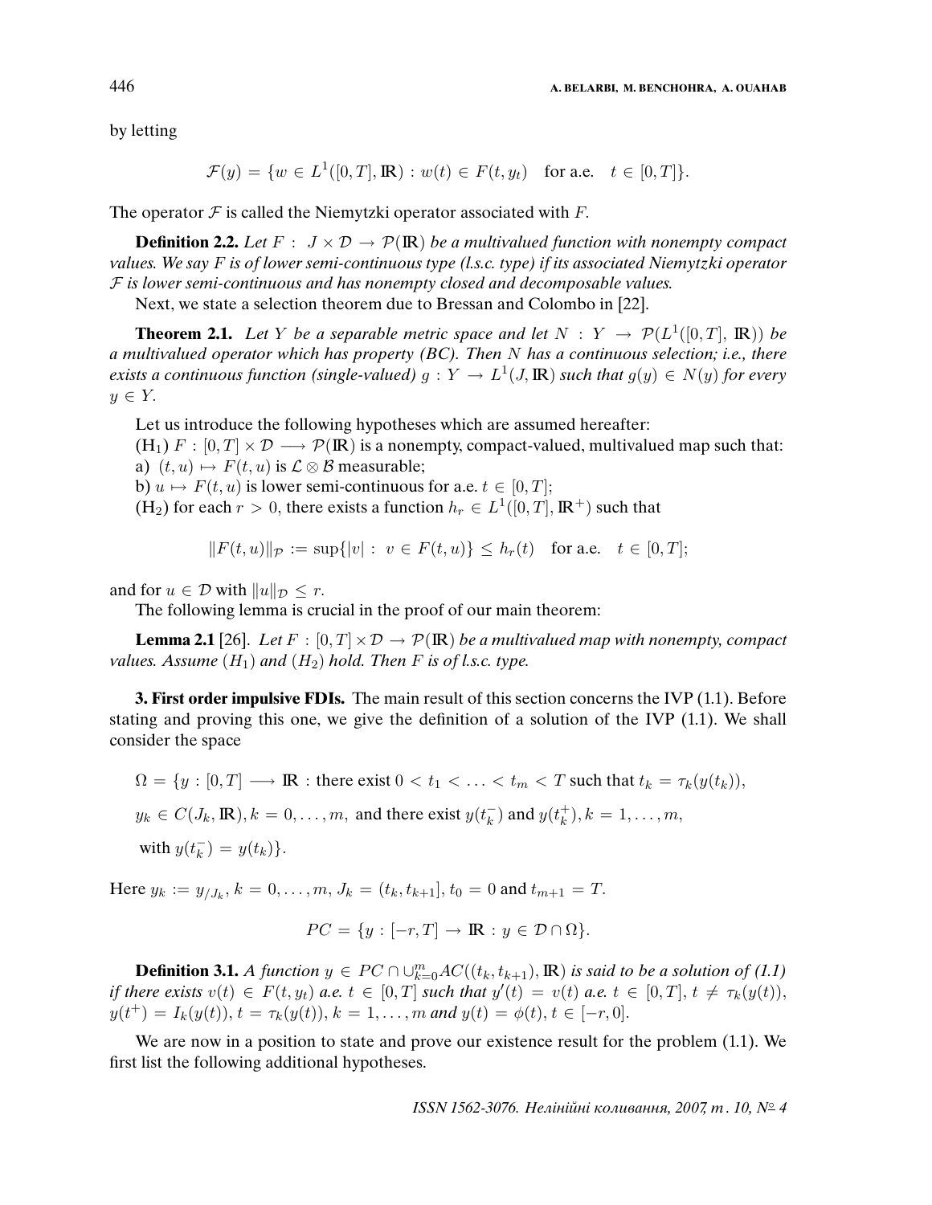by letting

$$\mathcal{F}(y) = \{w \in L^1([0,T], \mathbb{R}) : w(t) \in F(t, y_t) \quad \text{for a.e.} \quad t \in [0,T]\}.$$

The operator $\mathcal{F}$ is called the Niemytzki operator associated with $F$.

**Definition 2.2.** *Let $F : J \times \mathcal{D} \to \mathcal{P}(\mathbb{R})$ be a multivalued function with nonempty compact values. We say $F$ is of lower semi-continuous type (l.s.c. type) if its associated Niemytzki operator $\mathcal{F}$ is lower semi-continuous and has nonempty closed and decomposable values.*

Next, we state a selection theorem due to Bressan and Colombo in [22].

**Theorem 2.1.** *Let $Y$ be a separable metric space and let $N : Y \to \mathcal{P}(L^1([0,T], \mathbb{R}))$ be a multivalued operator which has property (BC). Then $N$ has a continuous selection; i.e., there exists a continuous function (single-valued) $g : Y \to L^1(J, \mathbb{R})$ such that $g(y) \in N(y)$ for every $y \in Y$.*

Let us introduce the following hypotheses which are assumed hereafter:

$(\mathrm{H}_1)$ $F : [0,T] \times \mathcal{D} \longrightarrow \mathcal{P}(\mathbb{R})$ is a nonempty, compact-valued, multivalued map such that:

a) $(t, u) \mapsto F(t, u)$ is $\mathcal{L} \otimes \mathcal{B}$ measurable;

b) $u \mapsto F(t, u)$ is lower semi-continuous for a.e. $t \in [0,T]$;

$(\mathrm{H}_2)$ for each $r > 0$, there exists a function $h_r \in L^1([0,T], \mathbb{R}^+)$ such that

$$\|F(t,u)\|_{\mathcal{P}} := \sup\{|v| : v \in F(t,u)\} \le h_r(t) \quad \text{for a.e.} \quad t \in [0,T];$$

and for $u \in \mathcal{D}$ with $\|u\|_{\mathcal{D}} \le r$.

The following lemma is crucial in the proof of our main theorem:

**Lemma 2.1** [26]. *Let $F : [0,T] \times \mathcal{D} \to \mathcal{P}(\mathbb{R})$ be a multivalued map with nonempty, compact values. Assume $(H_1)$ and $(H_2)$ hold. Then $F$ is of l.s.c. type.*

**3. First order impulsive FDIs.** The main result of this section concerns the IVP (1.1). Before stating and proving this one, we give the definition of a solution of the IVP (1.1). We shall consider the space

$$\Omega = \{y : [0,T] \longrightarrow \mathbb{R} : \text{there exist } 0 < t_1 < \ldots < t_m < T \text{ such that } t_k = \tau_k(y(t_k)),$$

$$y_k \in C(J_k, \mathbb{R}), k = 0, \ldots, m, \text{ and there exist } y(t_k^-) \text{ and } y(t_k^+), k = 1, \ldots, m,$$

$$\text{with } y(t_k^-) = y(t_k)\}.$$

Here $y_k := y_{/J_k}$, $k = 0, \ldots, m$, $J_k = (t_k, t_{k+1}]$, $t_0 = 0$ and $t_{m+1} = T$.

$$PC = \{y : [-r, T] \to \mathbb{R} : y \in \mathcal{D} \cap \Omega\}.$$

**Definition 3.1.** *A function $y \in PC \cap \cup_{k=0}^{m} AC((t_k, t_{k+1}), \mathbb{R})$ is said to be a solution of (1.1) if there exists $v(t) \in F(t, y_t)$ a.e. $t \in [0,T]$ such that $y'(t) = v(t)$ a.e. $t \in [0,T]$, $t \neq \tau_k(y(t))$, $y(t^+) = I_k(y(t))$, $t = \tau_k(y(t))$, $k = 1, \ldots, m$ and $y(t) = \phi(t)$, $t \in [-r, 0]$.*

We are now in a position to state and prove our existence result for the problem (1.1). We first list the following additional hypotheses.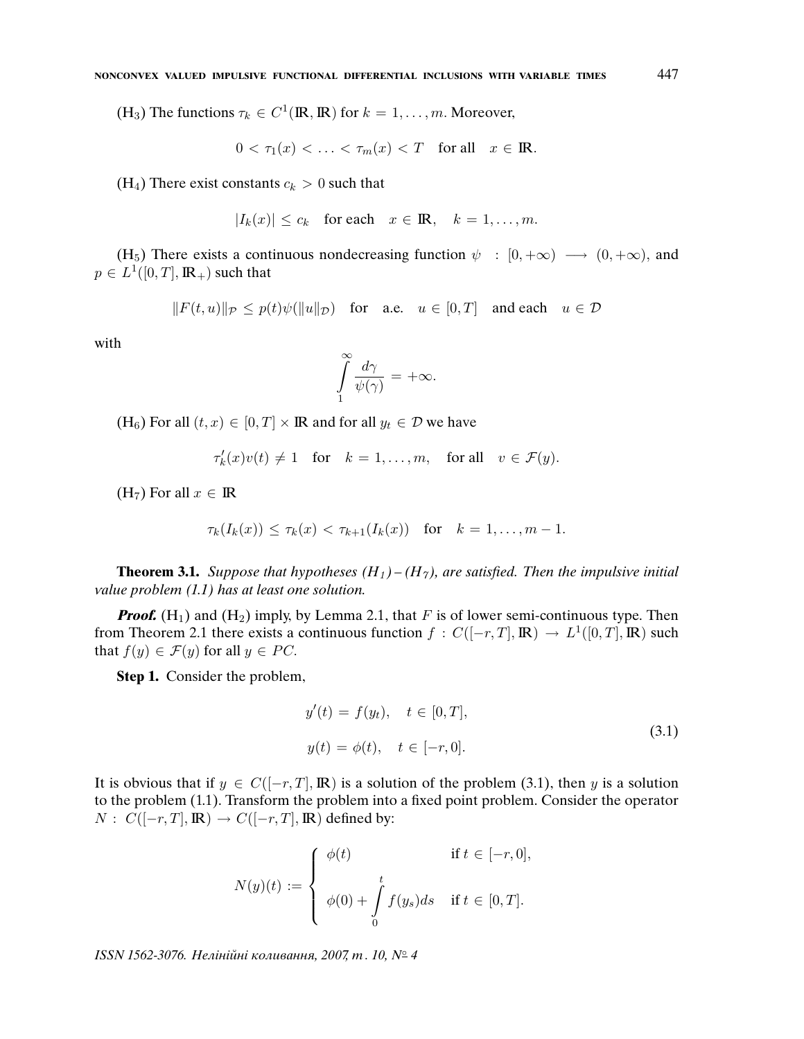($H_3$) The functions $\tau_k \in C^1(\mathbb{R}, \mathbb{R})$ for $k = 1, \ldots, m$. Moreover,

$$0 < \tau_1(x) < \ldots < \tau_m(x) < T \quad \text{for all} \quad x \in \mathbb{R}.$$

($H_4$) There exist constants $c_k > 0$ such that

$$|I_k(x)| \leq c_k \quad \text{for each} \quad x \in \mathbb{R}, \quad k = 1, \ldots, m.$$

($H_5$) There exists a continuous nondecreasing function $\psi \; : [0, +\infty) \longrightarrow (0, +\infty)$, and $p \in L^1([0,T], \mathbb{R}_+)$ such that

$$\|F(t,u)\|_{\mathcal{P}} \leq p(t)\psi(\|u\|_{\mathcal{D}}) \quad \text{for} \quad \text{a.e.} \quad u \in [0,T] \quad \text{and each} \quad u \in \mathcal{D}$$

with

$$\int\limits_1^\infty \frac{d\gamma}{\psi(\gamma)} = +\infty.$$

($H_6$) For all $(t,x) \in [0,T] \times \mathbb{R}$ and for all $y_t \in \mathcal{D}$ we have

$$\tau_k'(x)v(t) \neq 1 \quad \text{for} \quad k = 1, \ldots, m, \quad \text{for all} \quad v \in \mathcal{F}(y).$$

($H_7$) For all $x \in \mathbb{R}$

$$\tau_k(I_k(x)) \leq \tau_k(x) < \tau_{k+1}(I_k(x)) \quad \text{for} \quad k = 1, \ldots, m-1.$$

**Theorem 3.1.** *Suppose that hypotheses ($H_1$) – ($H_7$), are satisfied. Then the impulsive initial value problem (1.1) has at least one solution.*

***Proof.*** ($H_1$) and ($H_2$) imply, by Lemma 2.1, that $F$ is of lower semi-continuous type. Then from Theorem 2.1 there exists a continuous function $f : C([-r,T], \mathbb{R}) \to L^1([0,T], \mathbb{R})$ such that $f(y) \in \mathcal{F}(y)$ for all $y \in PC$.

**Step 1.** Consider the problem,

$$\begin{aligned} y'(t) &= f(y_t), \quad t \in [0,T], \\ y(t) &= \phi(t), \quad t \in [-r,0]. \end{aligned} \tag{3.1}$$

It is obvious that if $y \in C([-r,T], \mathbb{R})$ is a solution of the problem (3.1), then $y$ is a solution to the problem (1.1). Transform the problem into a fixed point problem. Consider the operator $N : C([-r,T], \mathbb{R}) \to C([-r,T], \mathbb{R})$ defined by:

$$N(y)(t) := \begin{cases} \phi(t) & \text{if } t \in [-r,0], \\ \phi(0) + \displaystyle\int\limits_0^t f(y_s)ds & \text{if } t \in [0,T]. \end{cases}$$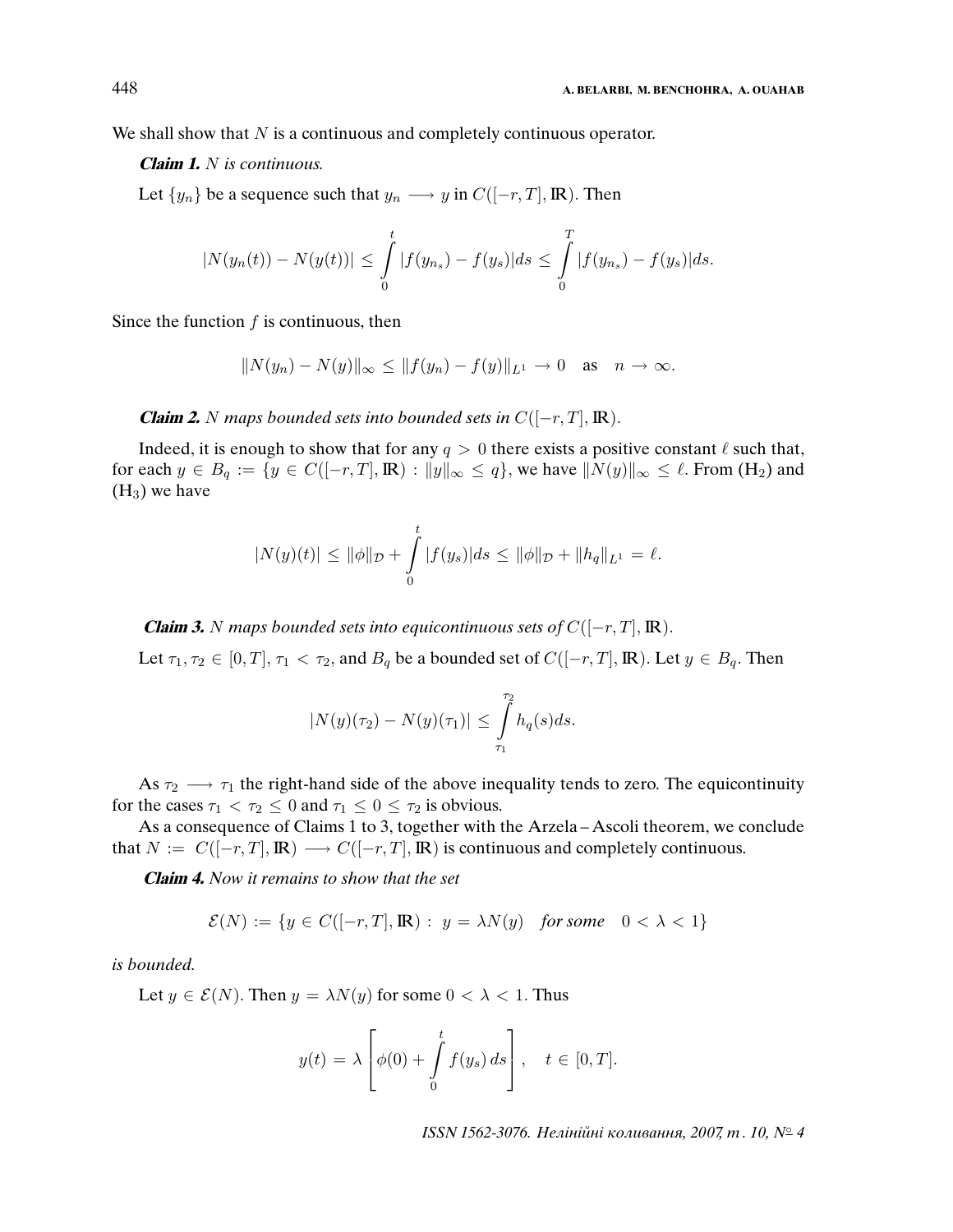We shall show that $N$ is a continuous and completely continuous operator.

***Claim 1.*** *$N$ is continuous.*

Let $\{y_n\}$ be a sequence such that $y_n \longrightarrow y$ in $C([-r,T],\mathbb{R})$. Then

$$|N(y_n(t)) - N(y(t))| \leq \int_0^t |f(y_{n_s}) - f(y_s)|ds \leq \int_0^T |f(y_{n_s}) - f(y_s)|ds.$$

Since the function $f$ is continuous, then

$$\|N(y_n) - N(y)\|_\infty \leq \|f(y_n) - f(y)\|_{L^1} \to 0 \quad \text{as} \quad n \to \infty.$$

***Claim 2.*** *$N$ maps bounded sets into bounded sets in $C([-r,T],\mathbb{R})$.*

Indeed, it is enough to show that for any $q > 0$ there exists a positive constant $\ell$ such that, for each $y \in B_q := \{y \in C([-r,T],\mathbb{R}) : \|y\|_\infty \leq q\}$, we have $\|N(y)\|_\infty \leq \ell$. From $(\mathrm{H}_2)$ and $(\mathrm{H}_3)$ we have

$$|N(y)(t)| \leq \|\phi\|_{\mathcal{D}} + \int_0^t |f(y_s)|ds \leq \|\phi\|_{\mathcal{D}} + \|h_q\|_{L^1} = \ell.$$

***Claim 3.*** *$N$ maps bounded sets into equicontinuous sets of $C([-r,T],\mathbb{R})$.*

Let $\tau_1, \tau_2 \in [0,T]$, $\tau_1 < \tau_2$, and $B_q$ be a bounded set of $C([-r,T],\mathbb{R})$. Let $y \in B_q$. Then

$$|N(y)(\tau_2) - N(y)(\tau_1)| \leq \int_{\tau_1}^{\tau_2} h_q(s)ds.$$

As $\tau_2 \longrightarrow \tau_1$ the right-hand side of the above inequality tends to zero. The equicontinuity for the cases $\tau_1 < \tau_2 \leq 0$ and $\tau_1 \leq 0 \leq \tau_2$ is obvious.

As a consequence of Claims 1 to 3, together with the Arzela – Ascoli theorem, we conclude that $N := C([-r,T],\mathbb{R}) \longrightarrow C([-r,T],\mathbb{R})$ is continuous and completely continuous.

***Claim 4.*** *Now it remains to show that the set*

$$\mathcal{E}(N) := \{y \in C([-r,T],\mathbb{R}) : \ y = \lambda N(y) \quad \textit{for some} \quad 0 < \lambda < 1\}$$

*is bounded.*

Let $y \in \mathcal{E}(N)$. Then $y = \lambda N(y)$ for some $0 < \lambda < 1$. Thus

$$y(t) = \lambda \left[\phi(0) + \int_0^t f(y_s)\,ds\right], \quad t \in [0,T].$$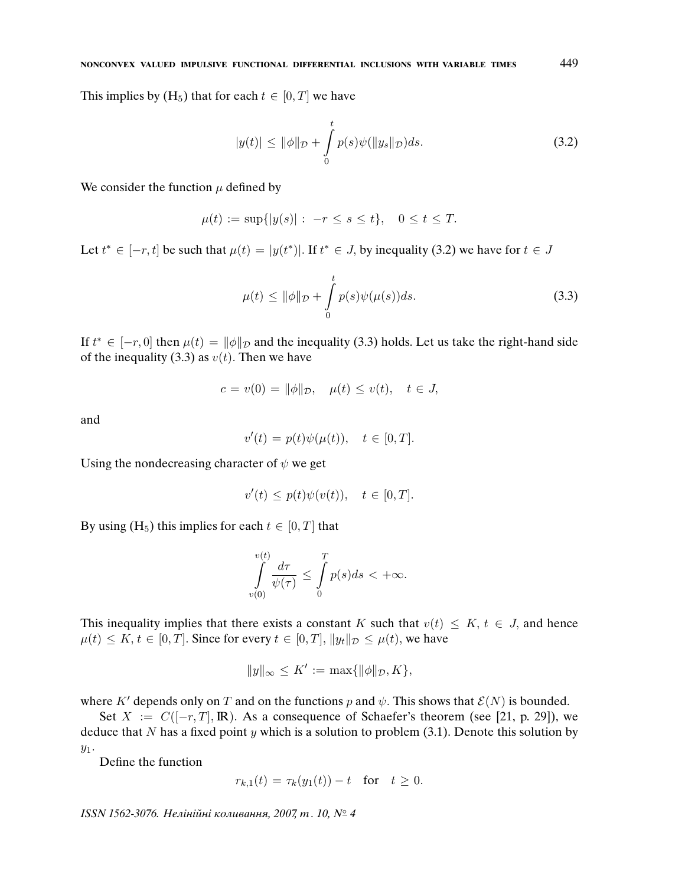This implies by ($H_5$) that for each $t \in [0, T]$ we have

$$|y(t)| \le \|\phi\|_{\mathcal{D}} + \int_0^t p(s)\psi(\|y_s\|_{\mathcal{D}})ds. \tag{3.2}$$

We consider the function $\mu$ defined by

$$\mu(t) := \sup\{|y(s)| : -r \le s \le t\}, \quad 0 \le t \le T.$$

Let $t^* \in [-r, t]$ be such that $\mu(t) = |y(t^*)|$. If $t^* \in J$, by inequality (3.2) we have for $t \in J$

$$\mu(t) \le \|\phi\|_{\mathcal{D}} + \int_0^t p(s)\psi(\mu(s))ds. \tag{3.3}$$

If $t^* \in [-r, 0]$ then $\mu(t) = \|\phi\|_{\mathcal{D}}$ and the inequality (3.3) holds. Let us take the right-hand side of the inequality (3.3) as $v(t)$. Then we have

$$c = v(0) = \|\phi\|_{\mathcal{D}}, \quad \mu(t) \le v(t), \quad t \in J,$$

and

$$v'(t) = p(t)\psi(\mu(t)), \quad t \in [0, T].$$

Using the nondecreasing character of $\psi$ we get

$$v'(t) \le p(t)\psi(v(t)), \quad t \in [0, T].$$

By using ($H_5$) this implies for each $t \in [0, T]$ that

$$\int_{v(0)}^{v(t)} \frac{d\tau}{\psi(\tau)} \le \int_0^T p(s)ds < +\infty.$$

This inequality implies that there exists a constant $K$ such that $v(t) \le K$, $t \in J$, and hence $\mu(t) \le K$, $t \in [0, T]$. Since for every $t \in [0, T]$, $\|y_t\|_{\mathcal{D}} \le \mu(t)$, we have

$$\|y\|_\infty \le K' := \max\{\|\phi\|_{\mathcal{D}}, K\},$$

where $K'$ depends only on $T$ and on the functions $p$ and $\psi$. This shows that $\mathcal{E}(N)$ is bounded.

Set $X := C([-r, T], \mathbb{R})$. As a consequence of Schaefer's theorem (see [21, p. 29]), we deduce that $N$ has a fixed point $y$ which is a solution to problem (3.1). Denote this solution by $y_1$.

Define the function

$$r_{k,1}(t) = \tau_k(y_1(t)) - t \quad \text{for} \quad t \ge 0.$$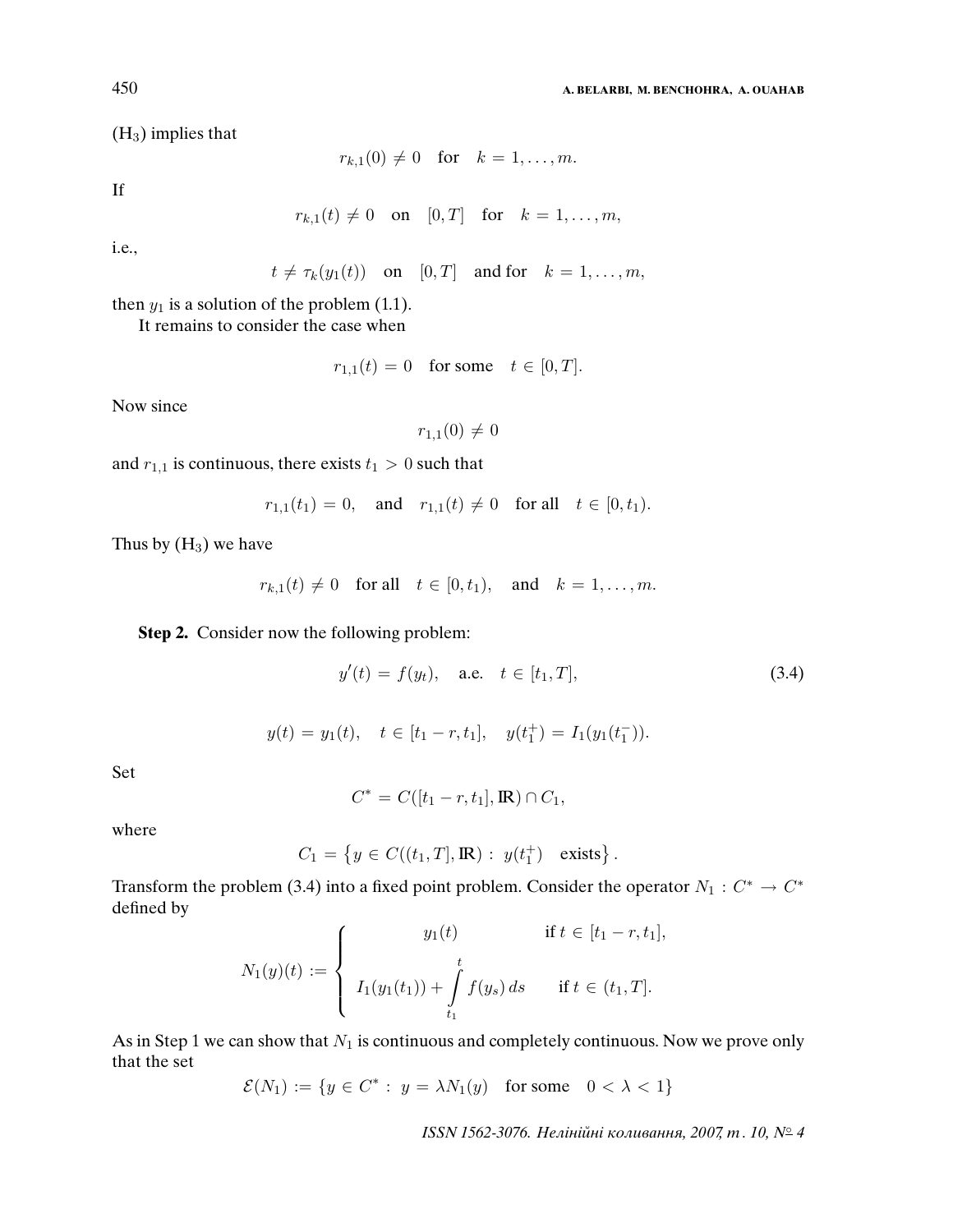$(H_3)$ implies that

$$r_{k,1}(0) \neq 0 \quad \text{for} \quad k = 1, \ldots, m.$$

If

$$r_{k,1}(t) \neq 0 \quad \text{on} \quad [0,T] \quad \text{for} \quad k = 1, \ldots, m,$$

i.e.,

$$t \neq \tau_k(y_1(t)) \quad \text{on} \quad [0,T] \quad \text{and for} \quad k = 1, \ldots, m,$$

then $y_1$ is a solution of the problem (1.1).

It remains to consider the case when

$$r_{1,1}(t) = 0 \quad \text{for some} \quad t \in [0,T].$$

Now since

$$r_{1,1}(0) \neq 0$$

and $r_{1,1}$ is continuous, there exists $t_1 > 0$ such that

$$r_{1,1}(t_1) = 0, \quad \text{and} \quad r_{1,1}(t) \neq 0 \quad \text{for all} \quad t \in [0, t_1).$$

Thus by $(H_3)$ we have

$$r_{k,1}(t) \neq 0 \quad \text{for all} \quad t \in [0, t_1), \quad \text{and} \quad k = 1, \ldots, m.$$

**Step 2.** Consider now the following problem:

$$y'(t) = f(y_t), \quad \text{a.e.} \quad t \in [t_1, T], \tag{3.4}$$

$$y(t) = y_1(t), \quad t \in [t_1 - r, t_1], \quad y(t_1^+) = I_1(y_1(t_1^-)).$$

Set

$$C^* = C([t_1 - r, t_1], \mathbb{R}) \cap C_1,$$

where

$$C_1 = \left\{ y \in C((t_1, T], \mathbb{R}) : \ y(t_1^+) \quad \text{exists} \right\}.$$

Transform the problem (3.4) into a fixed point problem. Consider the operator $N_1 : C^* \to C^*$ defined by

$$N_1(y)(t) := \begin{cases} y_1(t) & \text{if } t \in [t_1 - r, t_1], \\[2mm] I_1(y_1(t_1)) + \displaystyle\int_{t_1}^{t} f(y_s)\, ds & \text{if } t \in (t_1, T]. \end{cases}$$

As in Step 1 we can show that $N_1$ is continuous and completely continuous. Now we prove only that the set

$$\mathcal{E}(N_1) := \{ y \in C^* : \ y = \lambda N_1(y) \quad \text{for some} \quad 0 < \lambda < 1\}$$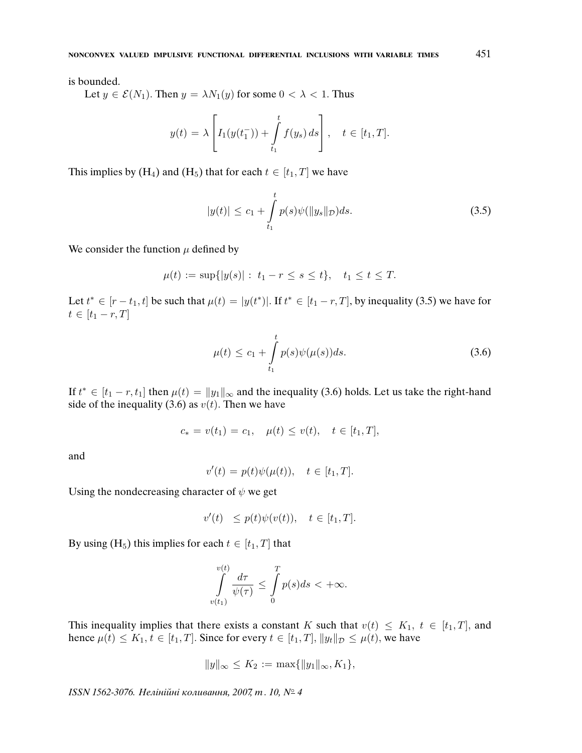is bounded.

Let $y \in \mathcal{E}(N_1)$. Then $y = \lambda N_1(y)$ for some $0 < \lambda < 1$. Thus

$$y(t) = \lambda \left[ I_1(y(t_1^-)) + \int_{t_1}^{t} f(y_s)\, ds \right], \quad t \in [t_1, T].$$

This implies by (H$_4$) and (H$_5$) that for each $t \in [t_1, T]$ we have

$$|y(t)| \leq c_1 + \int_{t_1}^{t} p(s)\psi(\|y_s\|_{\mathcal{D}})ds. \tag{3.5}$$

We consider the function $\mu$ defined by

$$\mu(t) := \sup\{|y(s)| : \ t_1 - r \leq s \leq t\}, \quad t_1 \leq t \leq T.$$

Let $t^* \in [r - t_1, t]$ be such that $\mu(t) = |y(t^*)|$. If $t^* \in [t_1 - r, T]$, by inequality (3.5) we have for $t \in [t_1 - r, T]$

$$\mu(t) \leq c_1 + \int_{t_1}^{t} p(s)\psi(\mu(s))ds. \tag{3.6}$$

If $t^* \in [t_1 - r, t_1]$ then $\mu(t) = \|y_1\|_\infty$ and the inequality (3.6) holds. Let us take the right-hand side of the inequality (3.6) as $v(t)$. Then we have

$$c_* = v(t_1) = c_1, \quad \mu(t) \leq v(t), \quad t \in [t_1, T],$$

and

$$v'(t) = p(t)\psi(\mu(t)), \quad t \in [t_1, T].$$

Using the nondecreasing character of $\psi$ we get

$$v'(t) \quad \leq p(t)\psi(v(t)), \quad t \in [t_1, T].$$

By using (H$_5$) this implies for each $t \in [t_1, T]$ that

$$\int_{v(t_1)}^{v(t)} \frac{d\tau}{\psi(\tau)} \leq \int_{0}^{T} p(s)ds < +\infty.$$

This inequality implies that there exists a constant $K$ such that $v(t) \leq K_1$, $t \in [t_1, T]$, and hence $\mu(t) \leq K_1$, $t \in [t_1, T]$. Since for every $t \in [t_1, T]$, $\|y_t\|_{\mathcal{D}} \leq \mu(t)$, we have

$$\|y\|_\infty \leq K_2 := \max\{\|y_1\|_\infty, K_1\},$$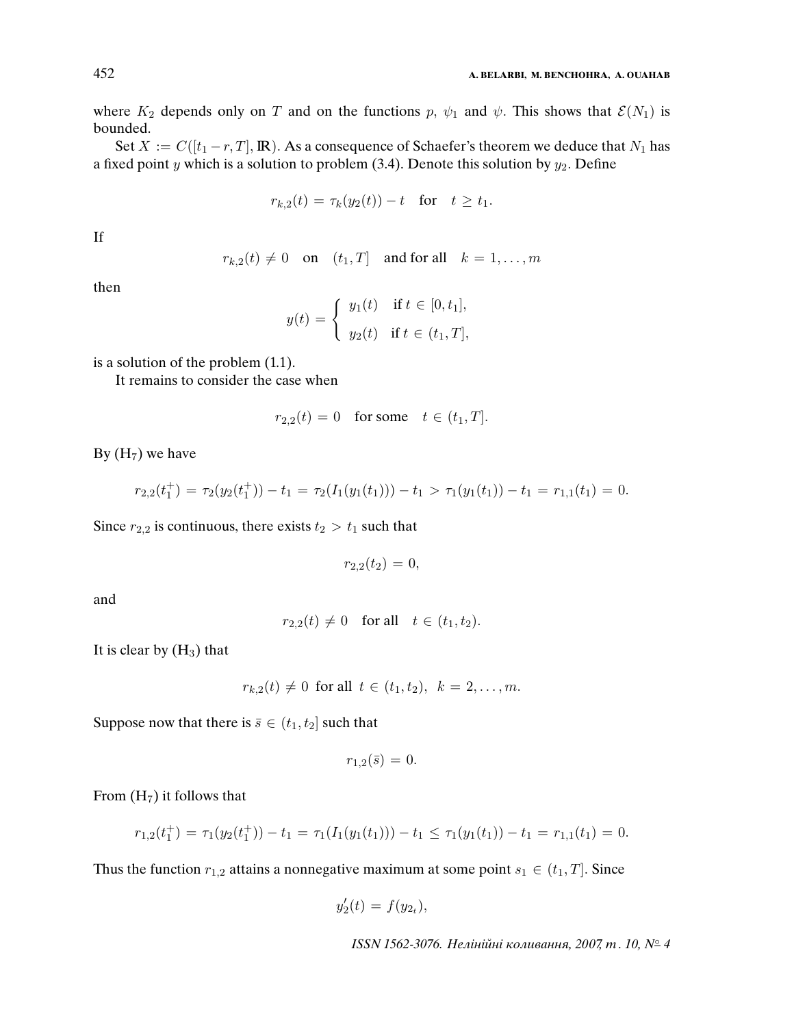where $K_2$ depends only on $T$ and on the functions $p$, $\psi_1$ and $\psi$. This shows that $\mathcal{E}(N_1)$ is bounded.

Set $X := C([t_1 - r, T], \mathbb{R})$. As a consequence of Schaefer's theorem we deduce that $N_1$ has a fixed point $y$ which is a solution to problem (3.4). Denote this solution by $y_2$. Define

$$r_{k,2}(t) = \tau_k(y_2(t)) - t \quad \text{for} \quad t \geq t_1.$$

If

$$r_{k,2}(t) \neq 0 \quad \text{on} \quad (t_1, T] \quad \text{and for all} \quad k = 1, \ldots, m$$

then

$$y(t) = \begin{cases} y_1(t) & \text{if } t \in [0, t_1], \\ y_2(t) & \text{if } t \in (t_1, T], \end{cases}$$

is a solution of the problem (1.1).

It remains to consider the case when

$$r_{2,2}(t) = 0 \quad \text{for some} \quad t \in (t_1, T].$$

By (H$_7$) we have

$$r_{2,2}(t_1^+) = \tau_2(y_2(t_1^+)) - t_1 = \tau_2(I_1(y_1(t_1))) - t_1 > \tau_1(y_1(t_1)) - t_1 = r_{1,1}(t_1) = 0.$$

Since $r_{2,2}$ is continuous, there exists $t_2 > t_1$ such that

$$r_{2,2}(t_2) = 0,$$

and

$$r_{2,2}(t) \neq 0 \quad \text{for all} \quad t \in (t_1, t_2).$$

It is clear by (H$_3$) that

$$r_{k,2}(t) \neq 0 \ \text{ for all } \ t \in (t_1, t_2), \ \ k = 2, \ldots, m.$$

Suppose now that there is $\bar{s} \in (t_1, t_2]$ such that

$$r_{1,2}(\bar{s}) = 0.$$

From (H$_7$) it follows that

$$r_{1,2}(t_1^+) = \tau_1(y_2(t_1^+)) - t_1 = \tau_1(I_1(y_1(t_1))) - t_1 \leq \tau_1(y_1(t_1)) - t_1 = r_{1,1}(t_1) = 0.$$

Thus the function $r_{1,2}$ attains a nonnegative maximum at some point $s_1 \in (t_1, T]$. Since

$$y_2'(t) = f(y_{2_t}),$$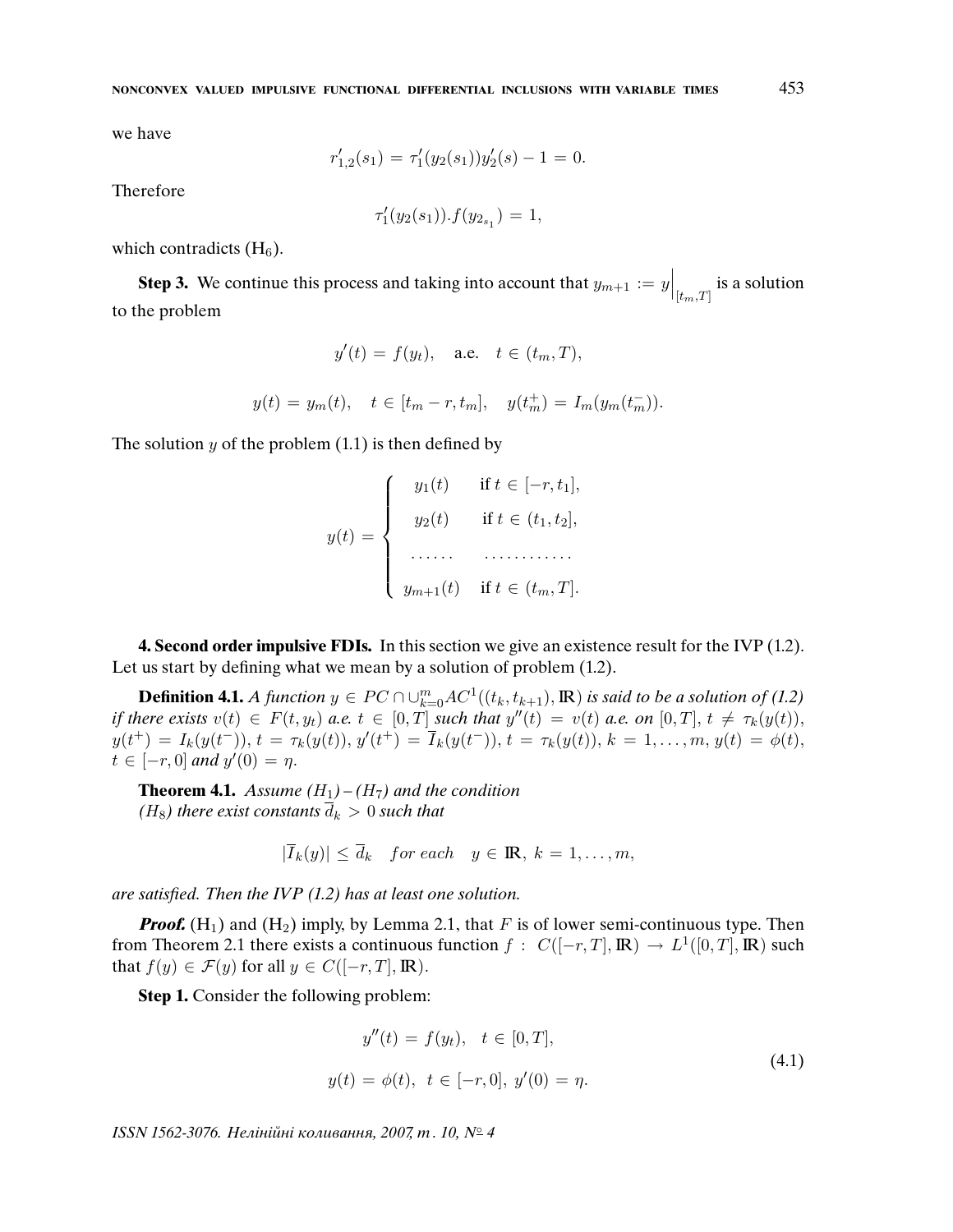we have

$$r'_{1,2}(s_1) = \tau'_1(y_2(s_1))y'_2(s) - 1 = 0.$$

Therefore

$$\tau'_1(y_2(s_1)).f(y_{2_{s_1}}) = 1,$$

which contradicts ($\mathrm{H}_6$).

**Step 3.** We continue this process and taking into account that $y_{m+1} := y\Big|_{[t_m,T]}$ is a solution to the problem

$$y'(t) = f(y_t), \quad \text{a.e.} \quad t \in (t_m, T),$$

$$y(t) = y_m(t), \quad t \in [t_m - r, t_m], \quad y(t_m^+) = I_m(y_m(t_m^-)).$$

The solution $y$ of the problem (1.1) is then defined by

$$y(t) = \begin{cases} y_1(t) & \text{if } t \in [-r, t_1], \\ y_2(t) & \text{if } t \in (t_1, t_2], \\ \ldots\ldots & \ldots\ldots\ldots\ldots \\ y_{m+1}(t) & \text{if } t \in (t_m, T]. \end{cases}$$

**4. Second order impulsive FDIs.** In this section we give an existence result for the IVP (1.2). Let us start by defining what we mean by a solution of problem (1.2).

**Definition 4.1.** *A function $y \in PC \cap \cup_{k=0}^{m} AC^1((t_k, t_{k+1}), \mathbb{R})$ is said to be a solution of (1.2) if there exists $v(t) \in F(t, y_t)$ a.e. $t \in [0, T]$ such that $y''(t) = v(t)$ a.e. on $[0, T]$, $t \neq \tau_k(y(t))$, $y(t^+) = I_k(y(t^-))$, $t = \tau_k(y(t))$, $y'(t^+) = \overline{I}_k(y(t^-))$, $t = \tau_k(y(t))$, $k = 1, \ldots, m$, $y(t) = \phi(t)$, $t \in [-r, 0]$ and $y'(0) = \eta$.*

**Theorem 4.1.** *Assume ($H_1$) – ($H_7$) and the condition*
*($H_8$) there exist constants $\overline{d}_k > 0$ such that*

$$|\overline{I}_k(y)| \leq \overline{d}_k \quad for\ each \quad y \in \mathbb{R},\ k = 1, \ldots, m,$$

*are satisfied. Then the IVP (1.2) has at least one solution.*

***Proof.*** ($\mathrm{H}_1$) and ($\mathrm{H}_2$) imply, by Lemma 2.1, that $F$ is of lower semi-continuous type. Then from Theorem 2.1 there exists a continuous function $f : C([-r, T], \mathbb{R}) \to L^1([0, T], \mathbb{R})$ such that $f(y) \in \mathcal{F}(y)$ for all $y \in C([-r, T], \mathbb{R})$.

**Step 1.** Consider the following problem:

$$\begin{aligned} y''(t) &= f(y_t), \quad t \in [0, T], \\ y(t) &= \phi(t), \ \ t \in [-r, 0], \ y'(0) = \eta. \end{aligned} \tag{4.1}$$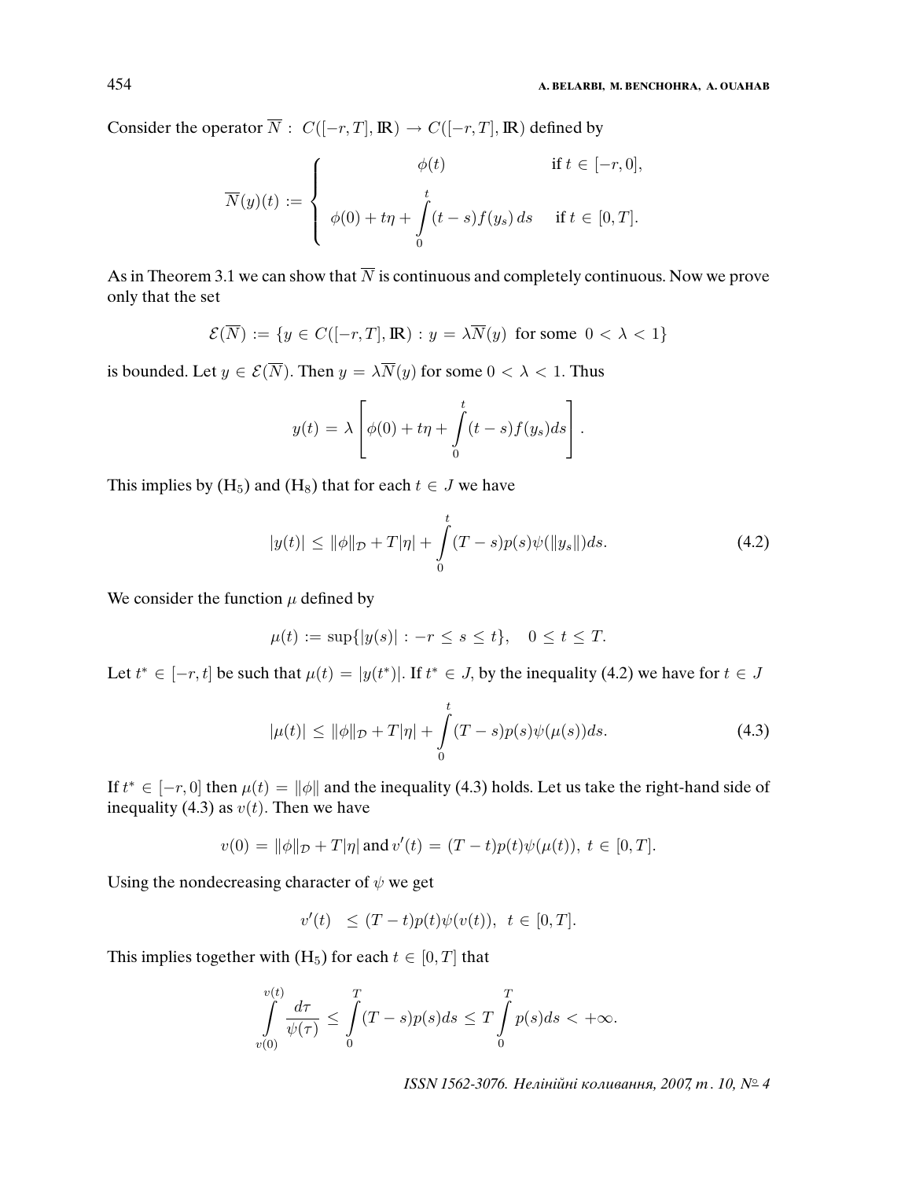Consider the operator $\overline{N}: C([-r,T],\mathbb{R}) \to C([-r,T],\mathbb{R})$ defined by

$$\overline{N}(y)(t) := \begin{cases} \phi(t) & \text{if } t \in [-r,0], \\ \phi(0) + t\eta + \int\limits_0^t (t-s)f(y_s)\,ds & \text{if } t \in [0,T]. \end{cases}$$

As in Theorem 3.1 we can show that $\overline{N}$ is continuous and completely continuous. Now we prove only that the set

$$\mathcal{E}(\overline{N}) := \{y \in C([-r,T],\mathbb{R}) : y = \lambda \overline{N}(y) \text{ for some } 0 < \lambda < 1\}$$

is bounded. Let $y \in \mathcal{E}(\overline{N})$. Then $y = \lambda\overline{N}(y)$ for some $0 < \lambda < 1$. Thus

$$y(t) = \lambda \left[ \phi(0) + t\eta + \int\limits_0^t (t-s)f(y_s)ds \right].$$

This implies by ($H_5$) and ($H_8$) that for each $t \in J$ we have

$$|y(t)| \leq \|\phi\|_{\mathcal{D}} + T|\eta| + \int\limits_0^t (T-s)p(s)\psi(\|y_s\|)ds. \tag{4.2}$$

We consider the function $\mu$ defined by

$$\mu(t) := \sup\{|y(s)| : -r \leq s \leq t\}, \quad 0 \leq t \leq T.$$

Let $t^* \in [-r,t]$ be such that $\mu(t) = |y(t^*)|$. If $t^* \in J$, by the inequality (4.2) we have for $t \in J$

$$|\mu(t)| \leq \|\phi\|_{\mathcal{D}} + T|\eta| + \int\limits_0^t (T-s)p(s)\psi(\mu(s))ds. \tag{4.3}$$

If $t^* \in [-r,0]$ then $\mu(t) = \|\phi\|$ and the inequality (4.3) holds. Let us take the right-hand side of inequality (4.3) as $v(t)$. Then we have

$$v(0) = \|\phi\|_{\mathcal{D}} + T|\eta| \text{ and } v'(t) = (T-t)p(t)\psi(\mu(t)),\ t \in [0,T].$$

Using the nondecreasing character of $\psi$ we get

$$v'(t) \leq (T-t)p(t)\psi(v(t)),\ t \in [0,T].$$

This implies together with ($H_5$) for each $t \in [0,T]$ that

$$\int\limits_{v(0)}^{v(t)} \frac{d\tau}{\psi(\tau)} \leq \int\limits_0^T (T-s)p(s)ds \leq T\int\limits_0^T p(s)ds < +\infty.$$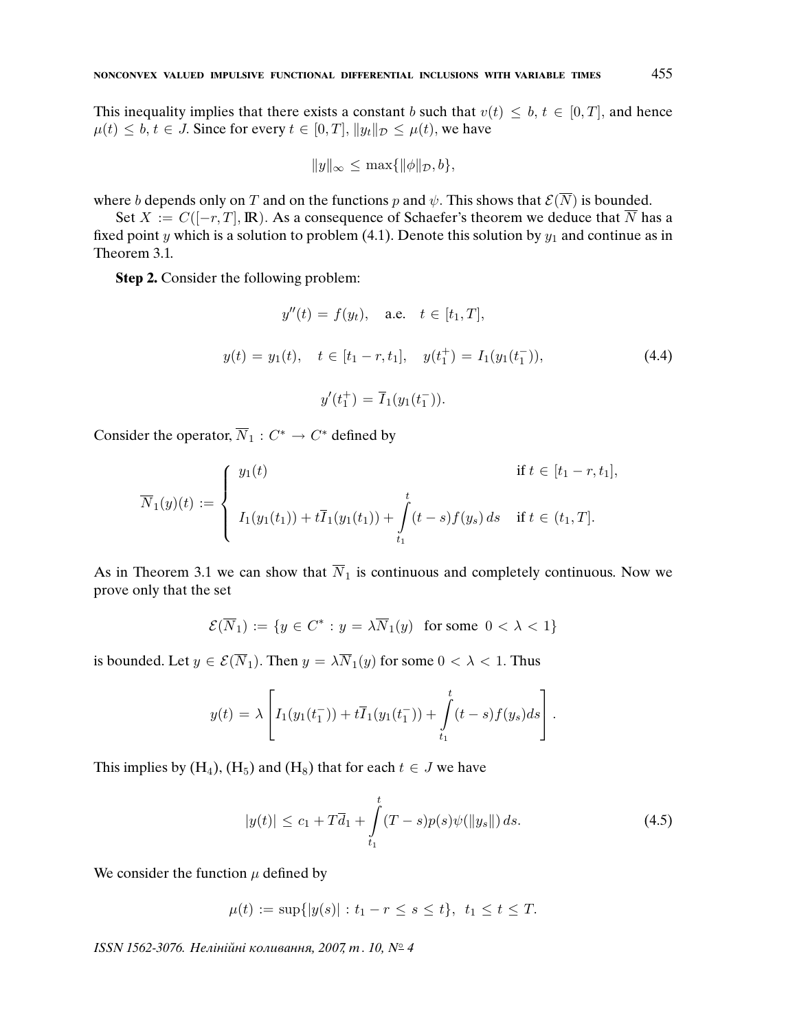This inequality implies that there exists a constant $b$ such that $v(t) \leq b$, $t \in [0, T]$, and hence $\mu(t) \leq b$, $t \in J$. Since for every $t \in [0, T]$, $\|y_t\|_{\mathcal{D}} \leq \mu(t)$, we have

$$\|y\|_\infty \leq \max\{\|\phi\|_{\mathcal{D}}, b\},$$

where $b$ depends only on $T$ and on the functions $p$ and $\psi$. This shows that $\mathcal{E}(\overline{N})$ is bounded.

Set $X := C([-r, T], \mathbb{R})$. As a consequence of Schaefer's theorem we deduce that $\overline{N}$ has a fixed point $y$ which is a solution to problem (4.1). Denote this solution by $y_1$ and continue as in Theorem 3.1.

**Step 2.** Consider the following problem:

$$\begin{gathered} y''(t) = f(y_t), \quad \text{a.e.} \quad t \in [t_1, T], \\ y(t) = y_1(t), \quad t \in [t_1 - r, t_1], \quad y(t_1^+) = I_1(y_1(t_1^-)), \\ y'(t_1^+) = \overline{I}_1(y_1(t_1^-)). \end{gathered} \tag{4.4}$$

Consider the operator, $\overline{N}_1 : C^* \to C^*$ defined by

$$\overline{N}_1(y)(t) := \begin{cases} y_1(t) & \text{if } t \in [t_1 - r, t_1], \\ I_1(y_1(t_1)) + t\overline{I}_1(y_1(t_1)) + \displaystyle\int_{t_1}^{t} (t-s) f(y_s)\, ds & \text{if } t \in (t_1, T]. \end{cases}$$

As in Theorem 3.1 we can show that $\overline{N}_1$ is continuous and completely continuous. Now we prove only that the set

$$\mathcal{E}(\overline{N}_1) := \{y \in C^* : y = \lambda \overline{N}_1(y) \text{ for some } 0 < \lambda < 1\}$$

is bounded. Let $y \in \mathcal{E}(\overline{N}_1)$. Then $y = \lambda \overline{N}_1(y)$ for some $0 < \lambda < 1$. Thus

$$y(t) = \lambda \left[ I_1(y_1(t_1^-)) + t\overline{I}_1(y_1(t_1^-)) + \int_{t_1}^{t} (t-s) f(y_s) ds \right].$$

This implies by $(\mathrm{H}_4)$, $(\mathrm{H}_5)$ and $(\mathrm{H}_8)$ that for each $t \in J$ we have

$$|y(t)| \leq c_1 + T\overline{d}_1 + \int_{t_1}^{t} (T-s) p(s) \psi(\|y_s\|)\, ds. \tag{4.5}$$

We consider the function $\mu$ defined by

$$\mu(t) := \sup\{|y(s)| : t_1 - r \leq s \leq t\}, \;\; t_1 \leq t \leq T.$$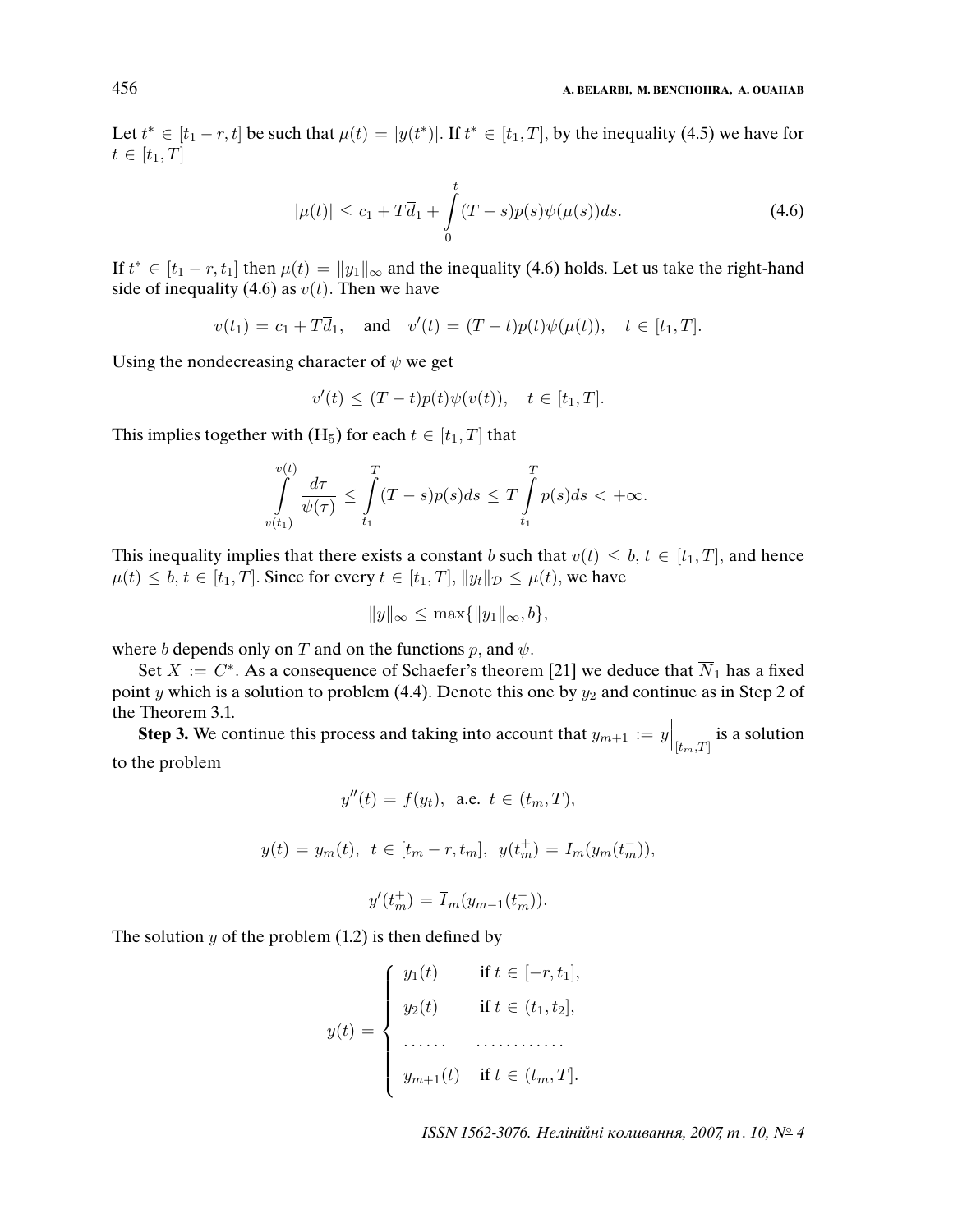Let $t^* \in [t_1 - r, t]$ be such that $\mu(t) = |y(t^*)|$. If $t^* \in [t_1, T]$, by the inequality (4.5) we have for $t \in [t_1, T]$

$$|\mu(t)| \le c_1 + T\overline{d}_1 + \int_0^t (T-s)p(s)\psi(\mu(s))ds. \tag{4.6}$$

If $t^* \in [t_1 - r, t_1]$ then $\mu(t) = \|y_1\|_\infty$ and the inequality (4.6) holds. Let us take the right-hand side of inequality (4.6) as $v(t)$. Then we have

$$v(t_1) = c_1 + T\overline{d}_1, \quad \text{and} \quad v'(t) = (T-t)p(t)\psi(\mu(t)), \quad t \in [t_1, T].$$

Using the nondecreasing character of $\psi$ we get

$$v'(t) \le (T-t)p(t)\psi(v(t)), \quad t \in [t_1, T].$$

This implies together with ($\text{H}_5$) for each $t \in [t_1, T]$ that

$$\int_{v(t_1)}^{v(t)} \frac{d\tau}{\psi(\tau)} \le \int_{t_1}^{T} (T-s)p(s)ds \le T\int_{t_1}^{T} p(s)ds < +\infty.$$

This inequality implies that there exists a constant $b$ such that $v(t) \le b$, $t \in [t_1, T]$, and hence $\mu(t) \le b$, $t \in [t_1, T]$. Since for every $t \in [t_1, T]$, $\|y_t\|_{\mathcal{D}} \le \mu(t)$, we have

$$\|y\|_\infty \le \max\{\|y_1\|_\infty, b\},$$

where $b$ depends only on $T$ and on the functions $p$, and $\psi$.

Set $X := C^*$. As a consequence of Schaefer's theorem [21] we deduce that $\overline{N}_1$ has a fixed point $y$ which is a solution to problem (4.4). Denote this one by $y_2$ and continue as in Step 2 of the Theorem 3.1.

**Step 3.** We continue this process and taking into account that $y_{m+1} := y\Big|_{[t_m, T]}$ is a solution to the problem

$$y''(t) = f(y_t), \ \text{ a.e. } t \in (t_m, T),$$

$$y(t) = y_m(t), \ t \in [t_m - r, t_m], \ y(t_m^+) = I_m(y_m(t_m^-)),$$

$$y'(t_m^+) = \overline{I}_m(y_{m-1}(t_m^-)).$$

The solution $y$ of the problem (1.2) is then defined by

$$y(t) = \begin{cases} y_1(t) & \text{if } t \in [-r, t_1], \\ y_2(t) & \text{if } t \in (t_1, t_2], \\ \ldots\ldots & \ldots\ldots\ldots\ldots \\ y_{m+1}(t) & \text{if } t \in (t_m, T]. \end{cases}$$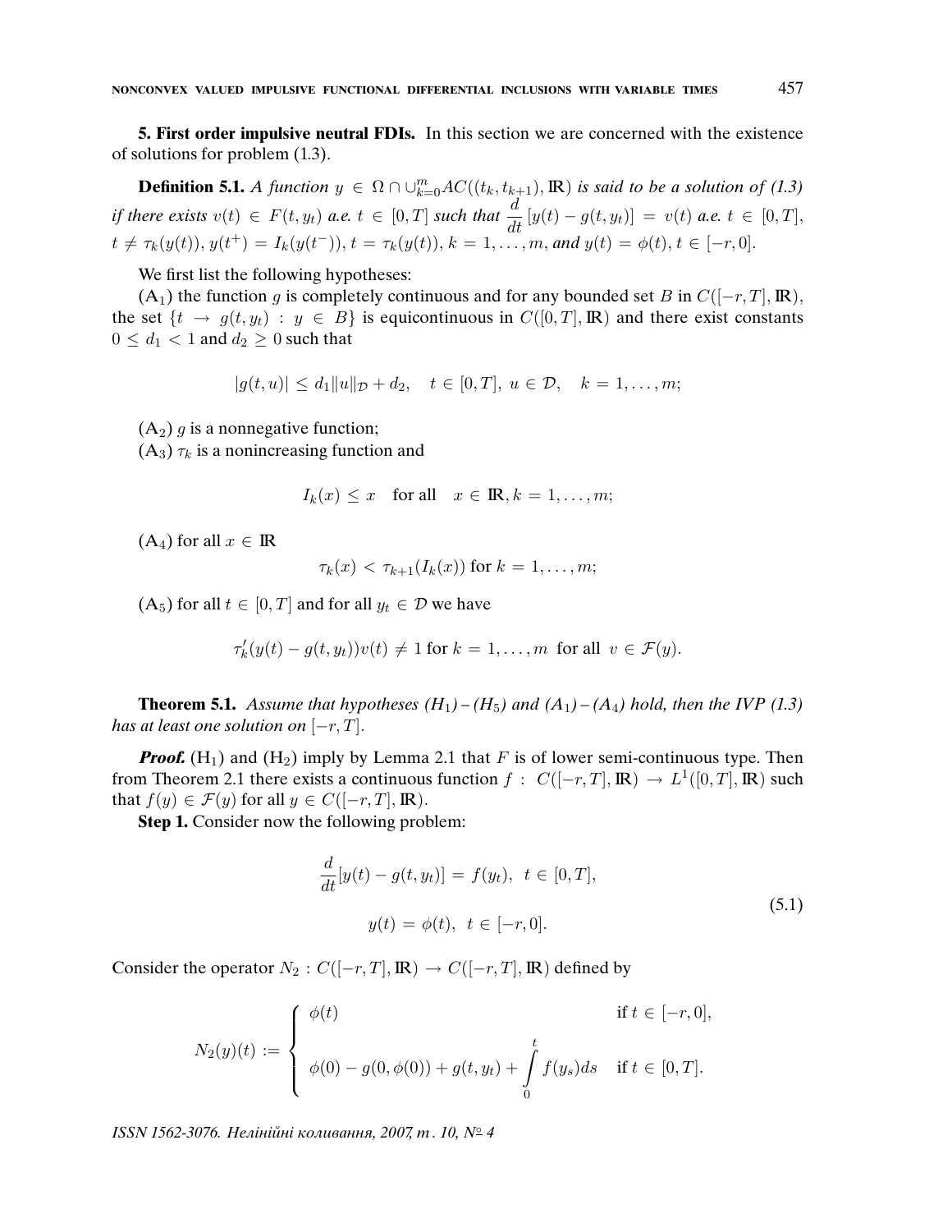**5. First order impulsive neutral FDIs.** In this section we are concerned with the existence of solutions for problem (1.3).

**Definition 5.1.** *A function $y \in \Omega \cap \cup_{k=0}^{m} AC((t_k, t_{k+1}), \mathbb{R})$ is said to be a solution of (1.3) if there exists $v(t) \in F(t, y_t)$ a.e. $t \in [0, T]$ such that $\frac{d}{dt}[y(t) - g(t, y_t)] = v(t)$ a.e. $t \in [0, T]$, $t \neq \tau_k(y(t))$, $y(t^+) = I_k(y(t^-))$, $t = \tau_k(y(t))$, $k = 1, \ldots, m$, and $y(t) = \phi(t)$, $t \in [-r, 0]$.*

We first list the following hypotheses:

($A_1$) the function $g$ is completely continuous and for any bounded set $B$ in $C([-r, T], \mathbb{R})$, the set $\{t \to g(t, y_t) : y \in B\}$ is equicontinuous in $C([0, T], \mathbb{R})$ and there exist constants $0 \leq d_1 < 1$ and $d_2 \geq 0$ such that

$$|g(t, u)| \leq d_1 \|u\|_{\mathcal{D}} + d_2, \quad t \in [0, T], \ u \in \mathcal{D}, \quad k = 1, \ldots, m;$$

($A_2$) $g$ is a nonnegative function;

($A_3$) $\tau_k$ is a nonincreasing function and

$$I_k(x) \leq x \quad \text{for all} \quad x \in \mathbb{R}, k = 1, \ldots, m;$$

($A_4$) for all $x \in \mathbb{R}$

$$\tau_k(x) < \tau_{k+1}(I_k(x)) \text{ for } k = 1, \ldots, m;$$

($A_5$) for all $t \in [0, T]$ and for all $y_t \in \mathcal{D}$ we have

$$\tau_k'(y(t) - g(t, y_t))v(t) \neq 1 \text{ for } k = 1, \ldots, m \ \text{ for all } \ v \in \mathcal{F}(y).$$

**Theorem 5.1.** *Assume that hypotheses ($H_1$) – ($H_5$) and ($A_1$) – ($A_4$) hold, then the IVP (1.3) has at least one solution on $[-r, T]$.*

***Proof.*** ($H_1$) and ($H_2$) imply by Lemma 2.1 that $F$ is of lower semi-continuous type. Then from Theorem 2.1 there exists a continuous function $f : C([-r, T], \mathbb{R}) \to L^1([0, T], \mathbb{R})$ such that $f(y) \in \mathcal{F}(y)$ for all $y \in C([-r, T], \mathbb{R})$.

**Step 1.** Consider now the following problem:

$$\begin{gathered} \frac{d}{dt}[y(t) - g(t, y_t)] = f(y_t), \ \ t \in [0, T], \\ y(t) = \phi(t), \ \ t \in [-r, 0]. \end{gathered} \tag{5.1}$$

Consider the operator $N_2 : C([-r, T], \mathbb{R}) \to C([-r, T], \mathbb{R})$ defined by

$$N_2(y)(t) := \begin{cases} \phi(t) & \text{if } t \in [-r, 0], \\ \phi(0) - g(0, \phi(0)) + g(t, y_t) + \displaystyle\int_0^t f(y_s)ds & \text{if } t \in [0, T]. \end{cases}$$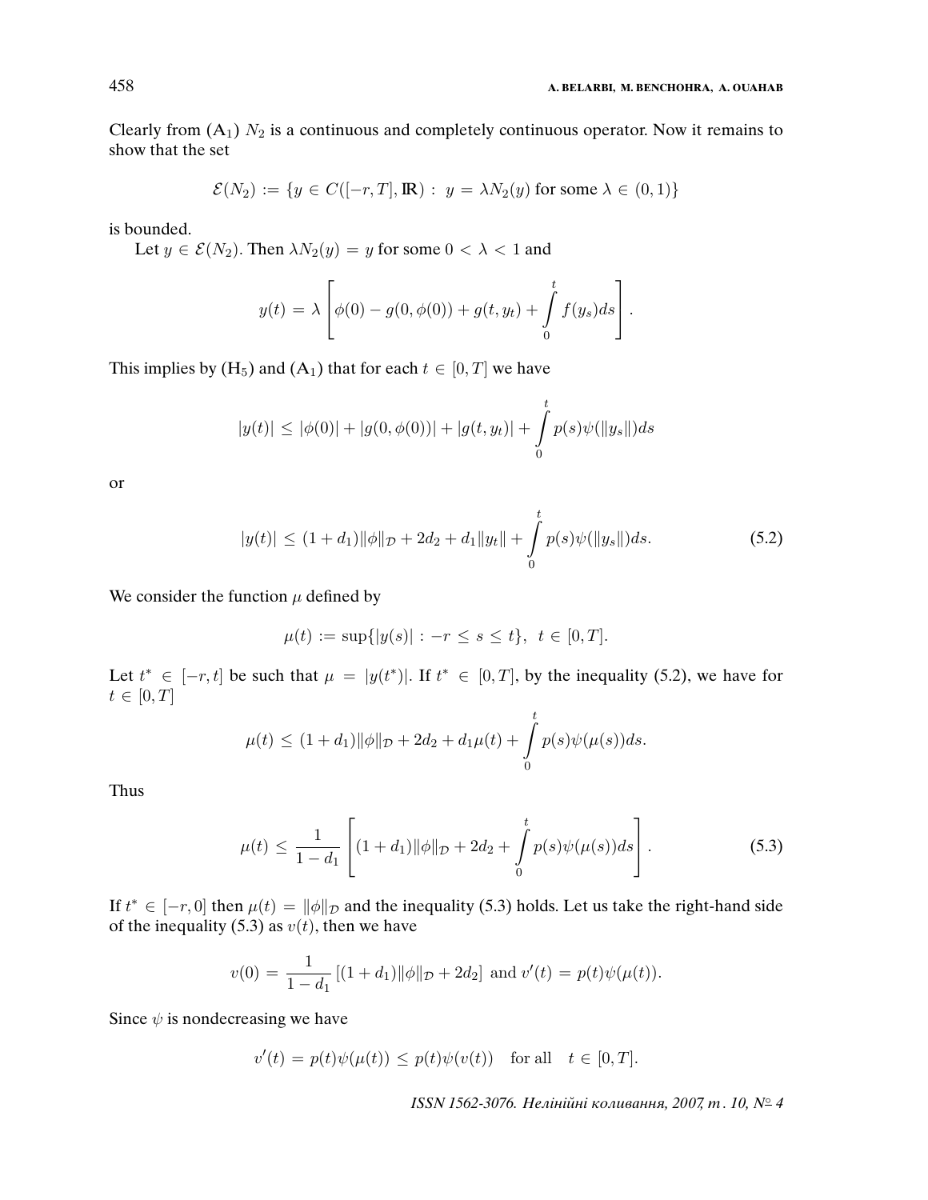Clearly from ($A_1$) $N_2$ is a continuous and completely continuous operator. Now it remains to show that the set

$$\mathcal{E}(N_2) := \{y \in C([-r,T],\mathbb{R}) : \ y = \lambda N_2(y) \text{ for some } \lambda \in (0,1)\}$$

is bounded.

Let $y \in \mathcal{E}(N_2)$. Then $\lambda N_2(y) = y$ for some $0 < \lambda < 1$ and

$$y(t) = \lambda \left[ \phi(0) - g(0,\phi(0)) + g(t,y_t) + \int_0^t f(y_s)ds \right].$$

This implies by ($H_5$) and ($A_1$) that for each $t \in [0,T]$ we have

$$|y(t)| \le |\phi(0)| + |g(0,\phi(0))| + |g(t,y_t)| + \int_0^t p(s)\psi(\|y_s\|)ds$$

or

$$|y(t)| \le (1+d_1)\|\phi\|_{\mathcal{D}} + 2d_2 + d_1\|y_t\| + \int_0^t p(s)\psi(\|y_s\|)ds. \tag{5.2}$$

We consider the function $\mu$ defined by

$$\mu(t) := \sup\{|y(s)| : -r \le s \le t\}, \ \ t \in [0,T].$$

Let $t^* \in [-r,t]$ be such that $\mu = |y(t^*)|$. If $t^* \in [0,T]$, by the inequality (5.2), we have for $t \in [0,T]$

$$\mu(t) \le (1+d_1)\|\phi\|_{\mathcal{D}} + 2d_2 + d_1\mu(t) + \int_0^t p(s)\psi(\mu(s))ds.$$

Thus

$$\mu(t) \le \frac{1}{1-d_1}\left[ (1+d_1)\|\phi\|_{\mathcal{D}} + 2d_2 + \int_0^t p(s)\psi(\mu(s))ds \right]. \tag{5.3}$$

If $t^* \in [-r,0]$ then $\mu(t) = \|\phi\|_{\mathcal{D}}$ and the inequality (5.3) holds. Let us take the right-hand side of the inequality (5.3) as $v(t)$, then we have

$$v(0) = \frac{1}{1-d_1}\left[(1+d_1)\|\phi\|_{\mathcal{D}} + 2d_2\right] \text{ and } v'(t) = p(t)\psi(\mu(t)).$$

Since $\psi$ is nondecreasing we have

$$v'(t) = p(t)\psi(\mu(t)) \le p(t)\psi(v(t)) \quad \text{for all} \quad t \in [0,T].$$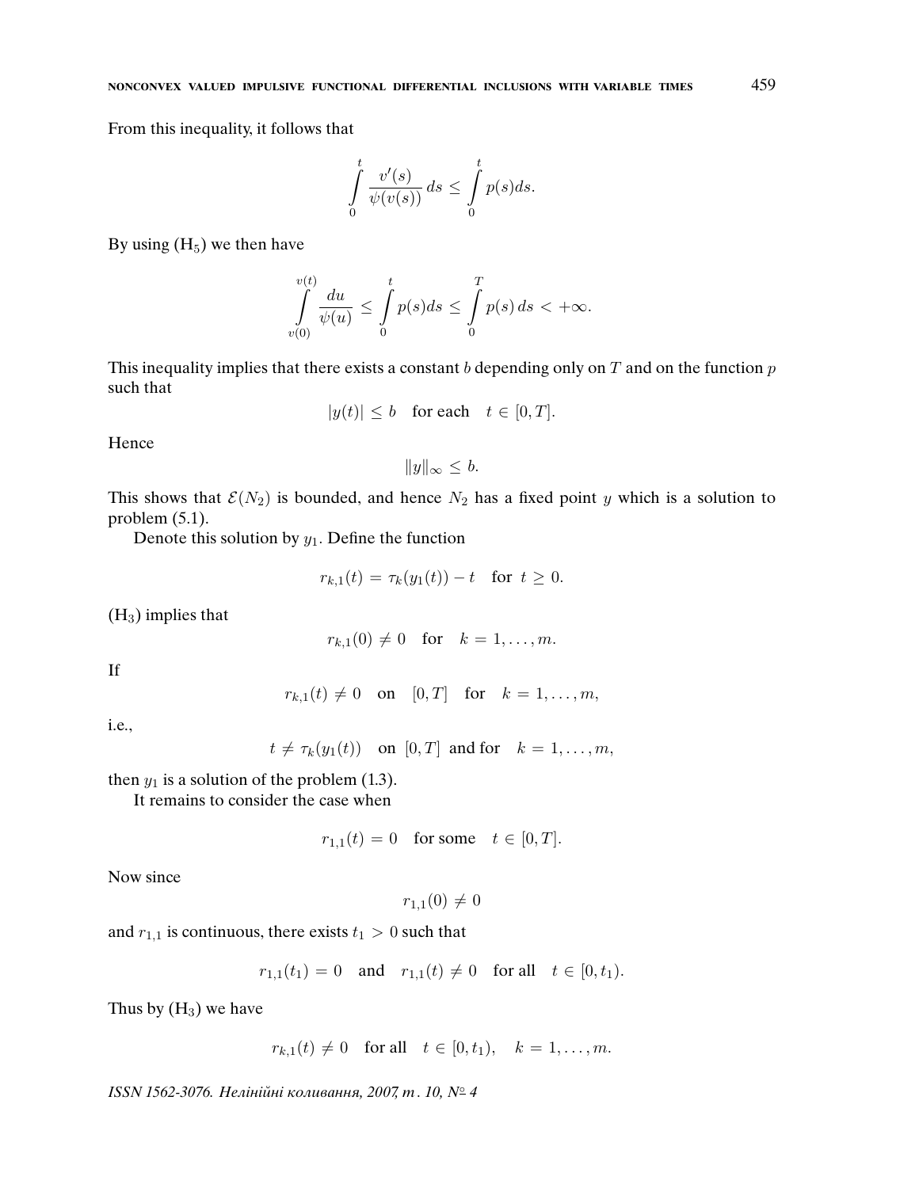From this inequality, it follows that

$$\int_0^t \frac{v'(s)}{\psi(v(s))}\,ds \le \int_0^t p(s)ds.$$

By using $(H_5)$ we then have

$$\int_{v(0)}^{v(t)} \frac{du}{\psi(u)} \le \int_0^t p(s)ds \le \int_0^T p(s)\,ds < +\infty.$$

This inequality implies that there exists a constant $b$ depending only on $T$ and on the function $p$ such that

$$|y(t)| \le b \quad \text{for each} \quad t \in [0, T].$$

Hence

$$\|y\|_\infty \le b.$$

This shows that $\mathcal{E}(N_2)$ is bounded, and hence $N_2$ has a fixed point $y$ which is a solution to problem (5.1).

Denote this solution by $y_1$. Define the function

$$r_{k,1}(t) = \tau_k(y_1(t)) - t \quad \text{for } t \ge 0.$$

$(H_3)$ implies that

$$r_{k,1}(0) \ne 0 \quad \text{for} \quad k = 1, \ldots, m.$$

If

$$r_{k,1}(t) \ne 0 \quad \text{on} \quad [0, T] \quad \text{for} \quad k = 1, \ldots, m,$$

i.e.,

$$t \ne \tau_k(y_1(t)) \quad \text{on } [0, T] \text{ and for} \quad k = 1, \ldots, m,$$

then $y_1$ is a solution of the problem (1.3).

It remains to consider the case when

$$r_{1,1}(t) = 0 \quad \text{for some} \quad t \in [0, T].$$

Now since

$$r_{1,1}(0) \ne 0$$

and $r_{1,1}$ is continuous, there exists $t_1 > 0$ such that

$$r_{1,1}(t_1) = 0 \quad \text{and} \quad r_{1,1}(t) \ne 0 \quad \text{for all} \quad t \in [0, t_1).$$

Thus by $(H_3)$ we have

$$r_{k,1}(t) \ne 0 \quad \text{for all} \quad t \in [0, t_1), \quad k = 1, \ldots, m.$$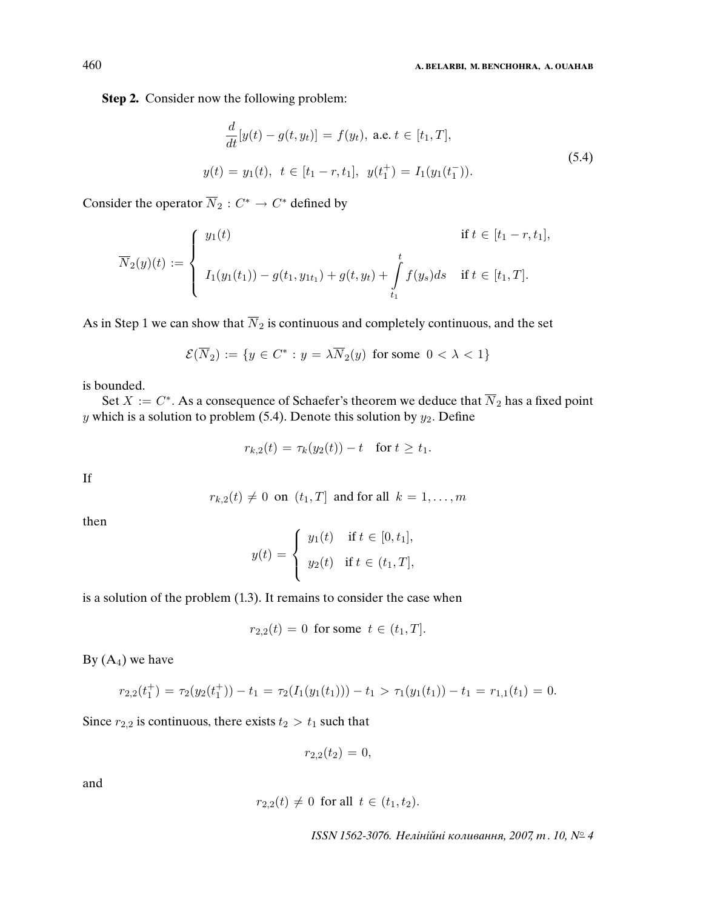**Step 2.** Consider now the following problem:

$$
\begin{gathered}
\frac{d}{dt}[y(t) - g(t, y_t)] = f(y_t), \text{ a.e. } t \in [t_1, T], \\
y(t) = y_1(t), \ \ t \in [t_1 - r, t_1], \ \ y(t_1^+) = I_1(y_1(t_1^-)).
\end{gathered} \tag{5.4}
$$

Consider the operator $\overline{N}_2 : C^* \to C^*$ defined by

$$
\overline{N}_2(y)(t) := \begin{cases} y_1(t) & \text{if } t \in [t_1 - r, t_1], \\ I_1(y_1(t_1)) - g(t_1, y_{1t_1}) + g(t, y_t) + \displaystyle\int_{t_1}^{t} f(y_s)ds & \text{if } t \in [t_1, T]. \end{cases}
$$

As in Step 1 we can show that $\overline{N}_2$ is continuous and completely continuous, and the set

$$
\mathcal{E}(\overline{N}_2) := \{y \in C^* : y = \lambda \overline{N}_2(y) \ \text{for some} \ 0 < \lambda < 1\}
$$

is bounded.

Set $X := C^*$. As a consequence of Schaefer's theorem we deduce that $\overline{N}_2$ has a fixed point $y$ which is a solution to problem (5.4). Denote this solution by $y_2$. Define

$$
r_{k,2}(t) = \tau_k(y_2(t)) - t \quad \text{for } t \geq t_1.
$$

If

$$
r_{k,2}(t) \neq 0 \ \text{ on } \ (t_1, T] \ \text{ and for all } \ k = 1, \ldots, m
$$

then

$$
y(t) = \begin{cases} y_1(t) & \text{if } t \in [0, t_1], \\ y_2(t) & \text{if } t \in (t_1, T], \end{cases}
$$

is a solution of the problem (1.3). It remains to consider the case when

$$
r_{2,2}(t) = 0 \ \text{ for some } \ t \in (t_1, T].
$$

By ($A_4$) we have

$$
r_{2,2}(t_1^+) = \tau_2(y_2(t_1^+)) - t_1 = \tau_2(I_1(y_1(t_1))) - t_1 > \tau_1(y_1(t_1)) - t_1 = r_{1,1}(t_1) = 0.
$$

Since $r_{2,2}$ is continuous, there exists $t_2 > t_1$ such that

$$
r_{2,2}(t_2) = 0,
$$

and

$$
r_{2,2}(t) \neq 0 \ \text{ for all } \ t \in (t_1, t_2).
$$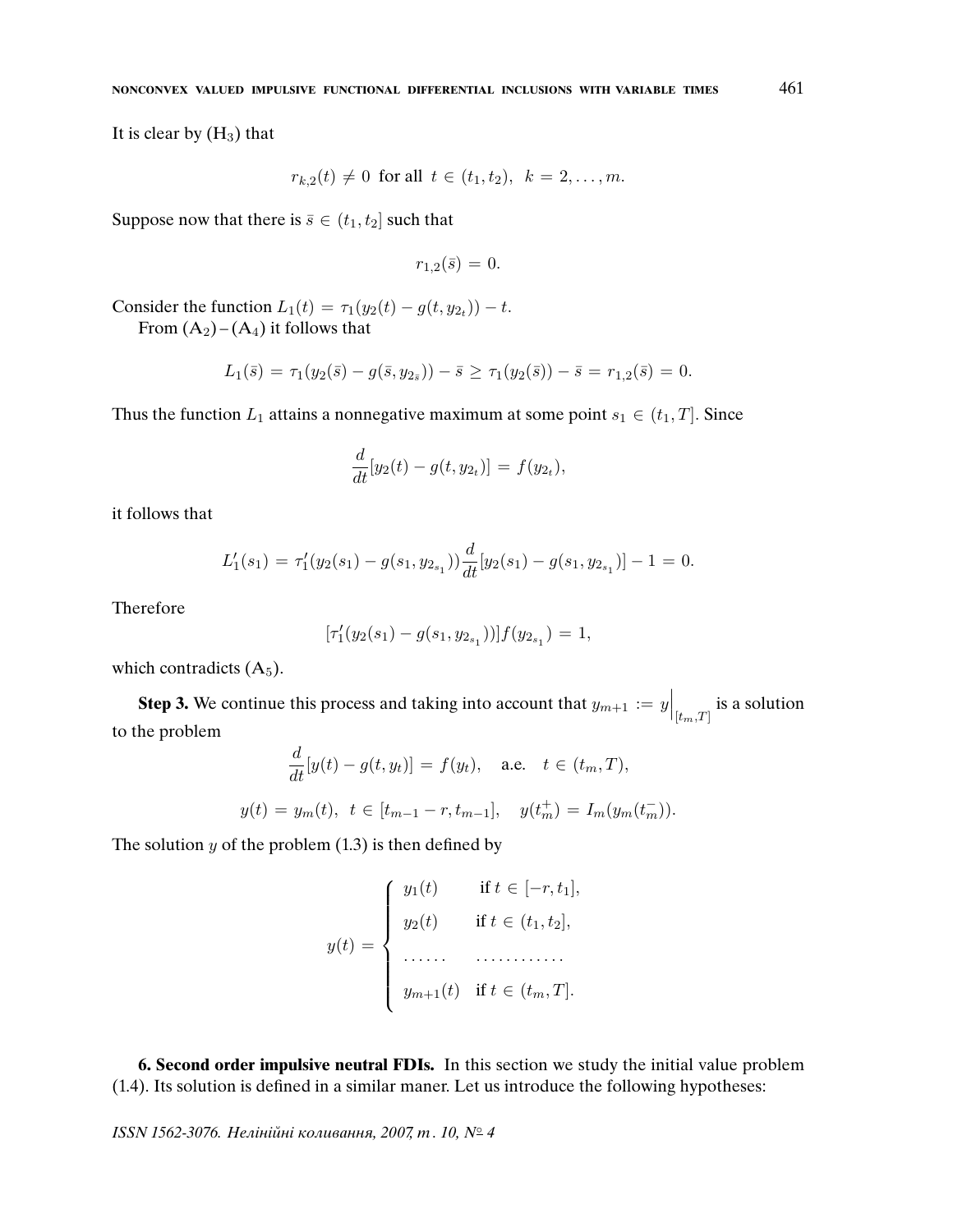It is clear by $(H_3)$ that

$$r_{k,2}(t) \neq 0 \ \text{ for all } \ t \in (t_1, t_2), \ \ k = 2, \ldots, m.$$

Suppose now that there is $\bar{s} \in (t_1, t_2]$ such that

$$r_{1,2}(\bar{s}) = 0.$$

Consider the function $L_1(t) = \tau_1(y_2(t) - g(t, y_{2_t})) - t.$

From $(A_2)-(A_4)$ it follows that

$$L_1(\bar{s}) = \tau_1(y_2(\bar{s}) - g(\bar{s}, y_{2_{\bar{s}}})) - \bar{s} \geq \tau_1(y_2(\bar{s})) - \bar{s} = r_{1,2}(\bar{s}) = 0.$$

Thus the function $L_1$ attains a nonnegative maximum at some point $s_1 \in (t_1, T]$. Since

$$\frac{d}{dt}[y_2(t) - g(t, y_{2_t})] = f(y_{2_t}),$$

it follows that

$$L_1'(s_1) = \tau_1'(y_2(s_1) - g(s_1, y_{2_{s_1}}))\frac{d}{dt}[y_2(s_1) - g(s_1, y_{2_{s_1}})] - 1 = 0.$$

Therefore

$$[\tau_1'(y_2(s_1) - g(s_1, y_{2_{s_1}}))] f(y_{2_{s_1}}) = 1,$$

which contradicts $(A_5)$.

**Step 3.** We continue this process and taking into account that $y_{m+1} := y\Big|_{[t_m, T]}$ is a solution to the problem

$$\frac{d}{dt}[y(t) - g(t, y_t)] = f(y_t), \quad \text{a.e.} \quad t \in (t_m, T),$$

$$y(t) = y_m(t), \ \ t \in [t_{m-1} - r, t_{m-1}], \quad y(t_m^+) = I_m(y_m(t_m^-)).$$

The solution $y$ of the problem (1.3) is then defined by

$$y(t) = \begin{cases} y_1(t) & \text{if } t \in [-r, t_1], \\ y_2(t) & \text{if } t \in (t_1, t_2], \\ \ldots\ldots & \ldots\ldots\ldots\ldots \\ y_{m+1}(t) & \text{if } t \in (t_m, T]. \end{cases}$$

**6. Second order impulsive neutral FDIs.** In this section we study the initial value problem (1.4). Its solution is defined in a similar maner. Let us introduce the following hypotheses: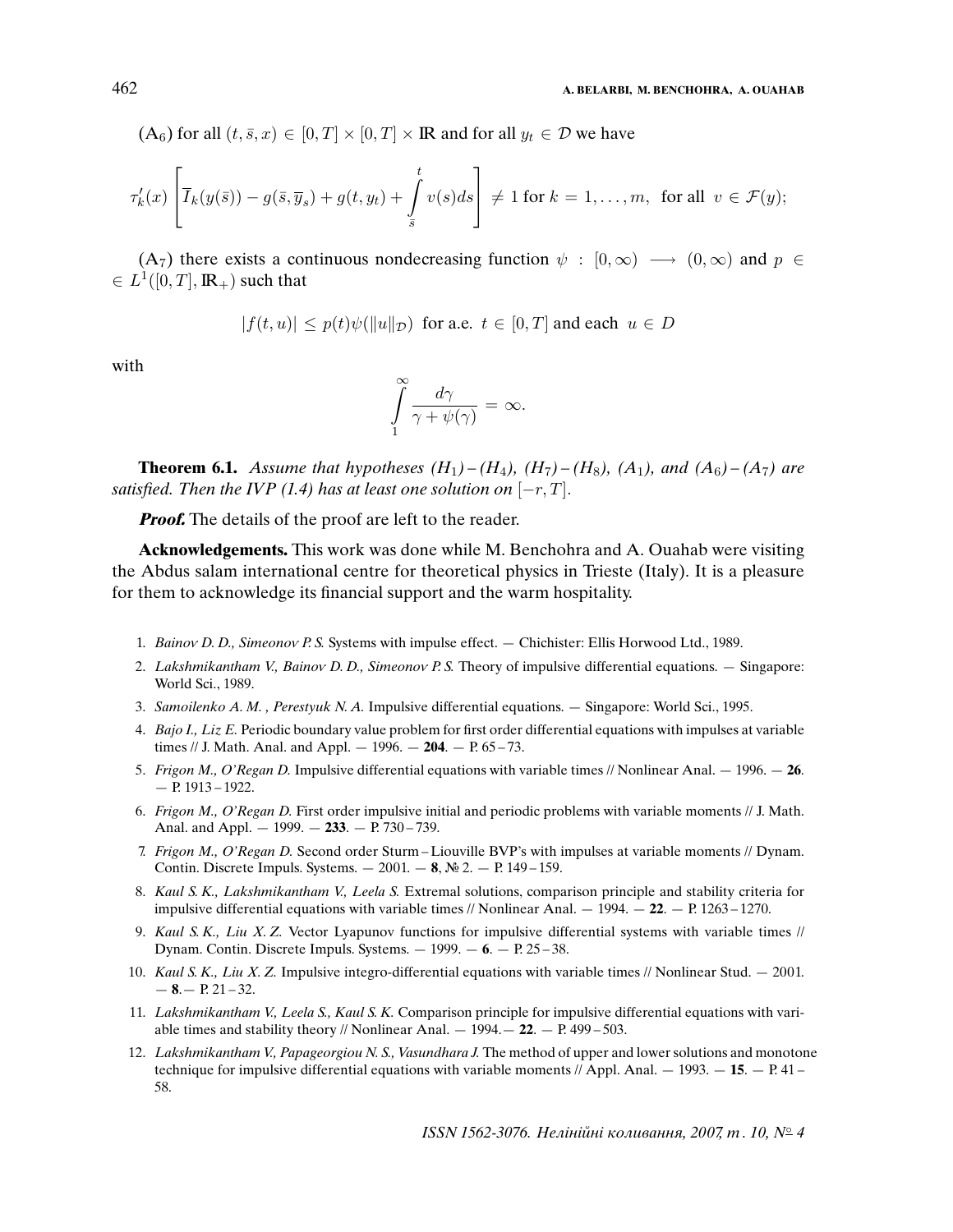($A_6$) for all $(t, \bar{s}, x) \in [0,T] \times [0,T] \times \mathbb{R}$ and for all $y_t \in \mathcal{D}$ we have

$$\tau_k'(x) \left[ \overline{I}_k(y(\bar{s})) - g(\bar{s}, \overline{y}_s) + g(t, y_t) + \int_{\bar{s}}^{t} v(s) ds \right] \neq 1 \text{ for } k = 1, \ldots, m, \text{ for all } v \in \mathcal{F}(y);$$

($A_7$) there exists a continuous nondecreasing function $\psi : [0, \infty) \longrightarrow (0, \infty)$ and $p \in L^1([0,T], \mathbb{R}_+)$ such that

$$|f(t,u)| \leq p(t)\psi(\|u\|_{\mathcal{D}}) \text{ for a.e. } t \in [0,T] \text{ and each } u \in D$$

with

$$\int_1^{\infty} \frac{d\gamma}{\gamma + \psi(\gamma)} = \infty.$$

**Theorem 6.1.** *Assume that hypotheses ($H_1$) – ($H_4$), ($H_7$) – ($H_8$), ($A_1$), and ($A_6$) – ($A_7$) are satisfied. Then the IVP (1.4) has at least one solution on $[-r, T]$.*

***Proof.*** The details of the proof are left to the reader.

**Acknowledgements.** This work was done while M. Benchohra and A. Ouahab were visiting the Abdus salam international centre for theoretical physics in Trieste (Italy). It is a pleasure for them to acknowledge its financial support and the warm hospitality.

1. *Bainov D. D., Simeonov P. S.* Systems with impulse effect. — Chichister: Ellis Horwood Ltd., 1989.
2. *Lakshmikantham V., Bainov D. D., Simeonov P. S.* Theory of impulsive differential equations. — Singapore: World Sci., 1989.
3. *Samoilenko A. M. , Perestyuk N. A.* Impulsive differential equations. — Singapore: World Sci., 1995.
4. *Bajo I., Liz E.* Periodic boundary value problem for first order differential equations with impulses at variable times // J. Math. Anal. and Appl. — 1996. — **204**. — P. 65 – 73.
5. *Frigon M., O'Regan D.* Impulsive differential equations with variable times // Nonlinear Anal. — 1996. — **26**. — P. 1913 – 1922.
6. *Frigon M., O'Regan D.* First order impulsive initial and periodic problems with variable moments // J. Math. Anal. and Appl. — 1999. — **233**. — P. 730 – 739.
7. *Frigon M., O'Regan D.* Second order Sturm – Liouville BVP's with impulses at variable moments // Dynam. Contin. Discrete Impuls. Systems. — 2001. — **8**, № 2. — P. 149 – 159.
8. *Kaul S. K., Lakshmikantham V., Leela S.* Extremal solutions, comparison principle and stability criteria for impulsive differential equations with variable times // Nonlinear Anal. — 1994. — **22**. — P. 1263 – 1270.
9. *Kaul S. K., Liu X. Z.* Vector Lyapunov functions for impulsive differential systems with variable times // Dynam. Contin. Discrete Impuls. Systems. — 1999. — **6**. — P. 25 – 38.
10. *Kaul S. K., Liu X. Z.* Impulsive integro-differential equations with variable times // Nonlinear Stud. — 2001. — **8**.— P. 21 – 32.
11. *Lakshmikantham V., Leela S., Kaul S. K.* Comparison principle for impulsive differential equations with variable times and stability theory // Nonlinear Anal. — 1994.— **22**. — P. 499 – 503.
12. *Lakshmikantham V., Papageorgiou N. S., Vasundhara J.* The method of upper and lower solutions and monotone technique for impulsive differential equations with variable moments // Appl. Anal. — 1993. — **15**. — P. 41 – 58.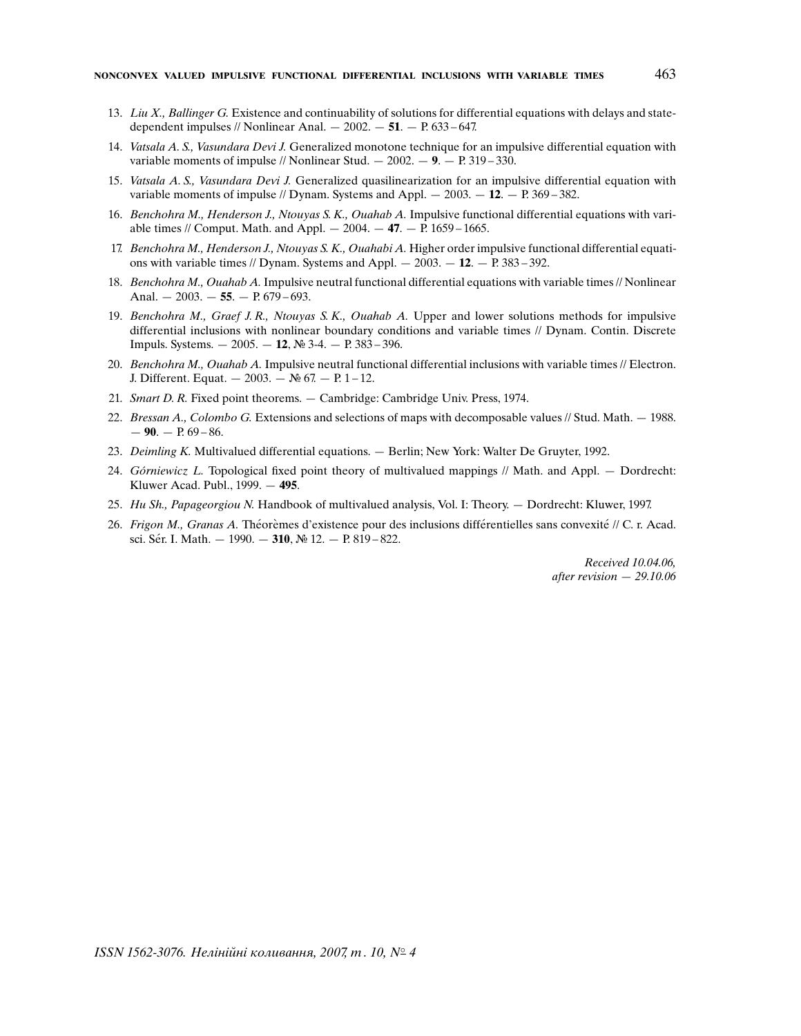13. *Liu X., Ballinger G.* Existence and continuability of solutions for differential equations with delays and state-dependent impulses // Nonlinear Anal. — 2002. — **51**. — P. 633 – 647.
14. *Vatsala A. S., Vasundara Devi J.* Generalized monotone technique for an impulsive differential equation with variable moments of impulse // Nonlinear Stud. — 2002. — **9**. — P. 319 – 330.
15. *Vatsala A. S., Vasundara Devi J.* Generalized quasilinearization for an impulsive differential equation with variable moments of impulse // Dynam. Systems and Appl. — 2003. — **12**. — P. 369 – 382.
16. *Benchohra M., Henderson J., Ntouyas S. K., Ouahab A.* Impulsive functional differential equations with variable times // Comput. Math. and Appl. — 2004. — **47**. — P. 1659 – 1665.
17. *Benchohra M., Henderson J., Ntouyas S. K., Ouahabi A.* Higher order impulsive functional differential equations with variable times // Dynam. Systems and Appl. — 2003. — **12**. — P. 383 – 392.
18. *Benchohra M., Ouahab A.* Impulsive neutral functional differential equations with variable times // Nonlinear Anal. — 2003. — **55**. — P. 679 – 693.
19. *Benchohra M., Graef J. R., Ntouyas S. K., Ouahab A.* Upper and lower solutions methods for impulsive differential inclusions with nonlinear boundary conditions and variable times // Dynam. Contin. Discrete Impuls. Systems. — 2005. — **12**, № 3-4. — P. 383 – 396.
20. *Benchohra M., Ouahab A.* Impulsive neutral functional differential inclusions with variable times // Electron. J. Different. Equat. — 2003. — № 67. — P. 1 – 12.
21. *Smart D. R.* Fixed point theorems. — Cambridge: Cambridge Univ. Press, 1974.
22. *Bressan A., Colombo G.* Extensions and selections of maps with decomposable values // Stud. Math. — 1988. — **90**. — P. 69 – 86.
23. *Deimling K.* Multivalued differential equations. — Berlin; New York: Walter De Gruyter, 1992.
24. *Górniewicz L.* Topological fixed point theory of multivalued mappings // Math. and Appl. — Dordrecht: Kluwer Acad. Publ., 1999. — **495**.
25. *Hu Sh., Papageorgiou N.* Handbook of multivalued analysis, Vol. I: Theory. — Dordrecht: Kluwer, 1997.
26. *Frigon M., Granas A.* Théorèmes d'existence pour des inclusions différentielles sans convexité // C. r. Acad. sci. Sér. I. Math. — 1990. — **310**, № 12. — P. 819 – 822.

*Received 10.04.06,*
*after revision — 29.10.06*